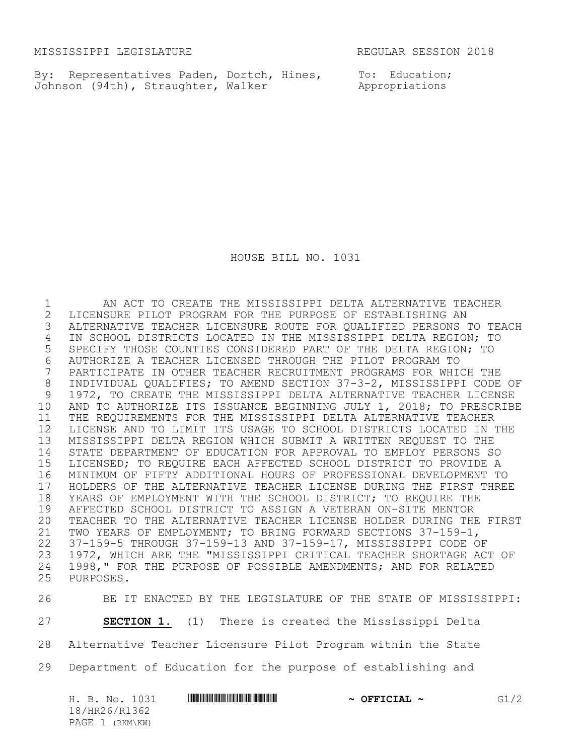MISSISSIPPI LEGISLATURE REGULAR SESSION 2018

By: Representatives Paden, Dortch, Hines, Johnson (94th), Straughter, Walker

To: Education; Appropriations

# HOUSE BILL NO. 1031

AN ACT TO CREATE THE MISSISSIPPI DELTA ALTERNATIVE TEACHER LICENSURE PILOT PROGRAM FOR THE PURPOSE OF ESTABLISHING AN ALTERNATIVE TEACHER LICENSURE ROUTE FOR QUALIFIED PERSONS TO TEACH IN SCHOOL DISTRICTS LOCATED IN THE MISSISSIPPI DELTA REGION; TO SPECIFY THOSE COUNTIES CONSIDERED PART OF THE DELTA REGION; TO AUTHORIZE A TEACHER LICENSED THROUGH THE PILOT PROGRAM TO PARTICIPATE IN OTHER TEACHER RECRUITMENT PROGRAMS FOR WHICH THE INDIVIDUAL QUALIFIES; TO AMEND SECTION 37-3-2, MISSISSIPPI CODE OF 1972, TO CREATE THE MISSISSIPPI DELTA ALTERNATIVE TEACHER LICENSE AND TO AUTHORIZE ITS ISSUANCE BEGINNING JULY 1, 2018; TO PRESCRIBE THE REQUIREMENTS FOR THE MISSISSIPPI DELTA ALTERNATIVE TEACHER LICENSE AND TO LIMIT ITS USAGE TO SCHOOL DISTRICTS LOCATED IN THE MISSISSIPPI DELTA REGION WHICH SUBMIT A WRITTEN REQUEST TO THE STATE DEPARTMENT OF EDUCATION FOR APPROVAL TO EMPLOY PERSONS SO LICENSED; TO REQUIRE EACH AFFECTED SCHOOL DISTRICT TO PROVIDE A MINIMUM OF FIFTY ADDITIONAL HOURS OF PROFESSIONAL DEVELOPMENT TO HOLDERS OF THE ALTERNATIVE TEACHER LICENSE DURING THE FIRST THREE YEARS OF EMPLOYMENT WITH THE SCHOOL DISTRICT; TO REQUIRE THE AFFECTED SCHOOL DISTRICT TO ASSIGN A VETERAN ON-SITE MENTOR TEACHER TO THE ALTERNATIVE TEACHER LICENSE HOLDER DURING THE FIRST TWO YEARS OF EMPLOYMENT; TO BRING FORWARD SECTIONS 37-159-1, 37-159-5 THROUGH 37-159-13 AND 37-159-17, MISSISSIPPI CODE OF 1972, WHICH ARE THE "MISSISSIPPI CRITICAL TEACHER SHORTAGE ACT OF 1998," FOR THE PURPOSE OF POSSIBLE AMENDMENTS; AND FOR RELATED PURPOSES.

BE IT ENACTED BY THE LEGISLATURE OF THE STATE OF MISSISSIPPI:

**SECTION 1.** (1) There is created the Mississippi Delta Alternative Teacher Licensure Pilot Program within the State Department of Education for the purpose of establishing and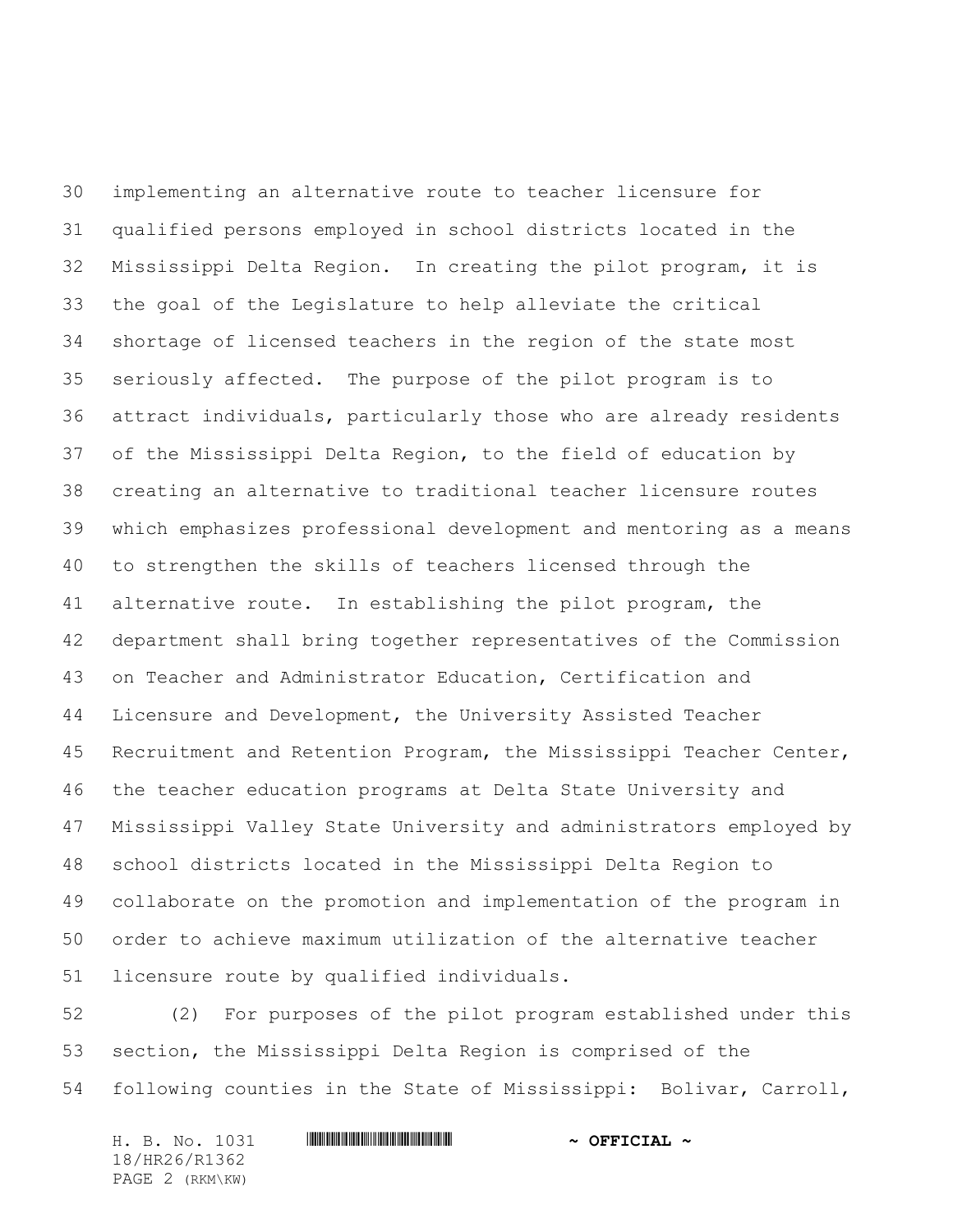implementing an alternative route to teacher licensure for qualified persons employed in school districts located in the Mississippi Delta Region. In creating the pilot program, it is the goal of the Legislature to help alleviate the critical shortage of licensed teachers in the region of the state most seriously affected. The purpose of the pilot program is to attract individuals, particularly those who are already residents of the Mississippi Delta Region, to the field of education by creating an alternative to traditional teacher licensure routes which emphasizes professional development and mentoring as a means to strengthen the skills of teachers licensed through the alternative route. In establishing the pilot program, the department shall bring together representatives of the Commission on Teacher and Administrator Education, Certification and Licensure and Development, the University Assisted Teacher Recruitment and Retention Program, the Mississippi Teacher Center, the teacher education programs at Delta State University and Mississippi Valley State University and administrators employed by school districts located in the Mississippi Delta Region to collaborate on the promotion and implementation of the program in order to achieve maximum utilization of the alternative teacher licensure route by qualified individuals.

(2) For purposes of the pilot program established under this section, the Mississippi Delta Region is comprised of the following counties in the State of Mississippi: Bolivar, Carroll,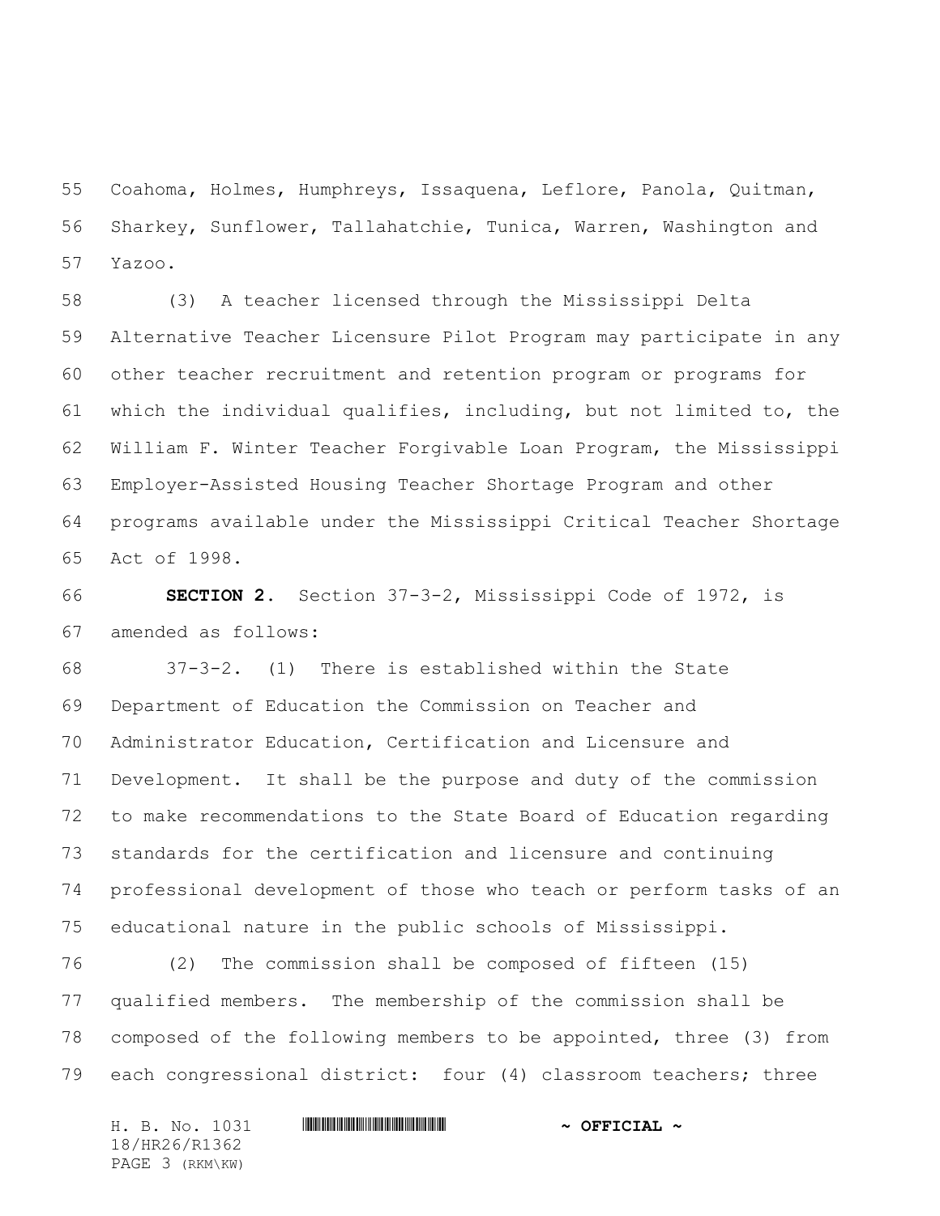Coahoma, Holmes, Humphreys, Issaquena, Leflore, Panola, Quitman, Sharkey, Sunflower, Tallahatchie, Tunica, Warren, Washington and Yazoo.

(3) A teacher licensed through the Mississippi Delta Alternative Teacher Licensure Pilot Program may participate in any other teacher recruitment and retention program or programs for which the individual qualifies, including, but not limited to, the William F. Winter Teacher Forgivable Loan Program, the Mississippi Employer-Assisted Housing Teacher Shortage Program and other programs available under the Mississippi Critical Teacher Shortage Act of 1998.

**SECTION 2.** Section 37-3-2, Mississippi Code of 1972, is amended as follows:

37-3-2. (1) There is established within the State Department of Education the Commission on Teacher and Administrator Education, Certification and Licensure and Development. It shall be the purpose and duty of the commission to make recommendations to the State Board of Education regarding standards for the certification and licensure and continuing professional development of those who teach or perform tasks of an educational nature in the public schools of Mississippi.

(2) The commission shall be composed of fifteen (15) qualified members. The membership of the commission shall be composed of the following members to be appointed, three (3) from each congressional district: four (4) classroom teachers; three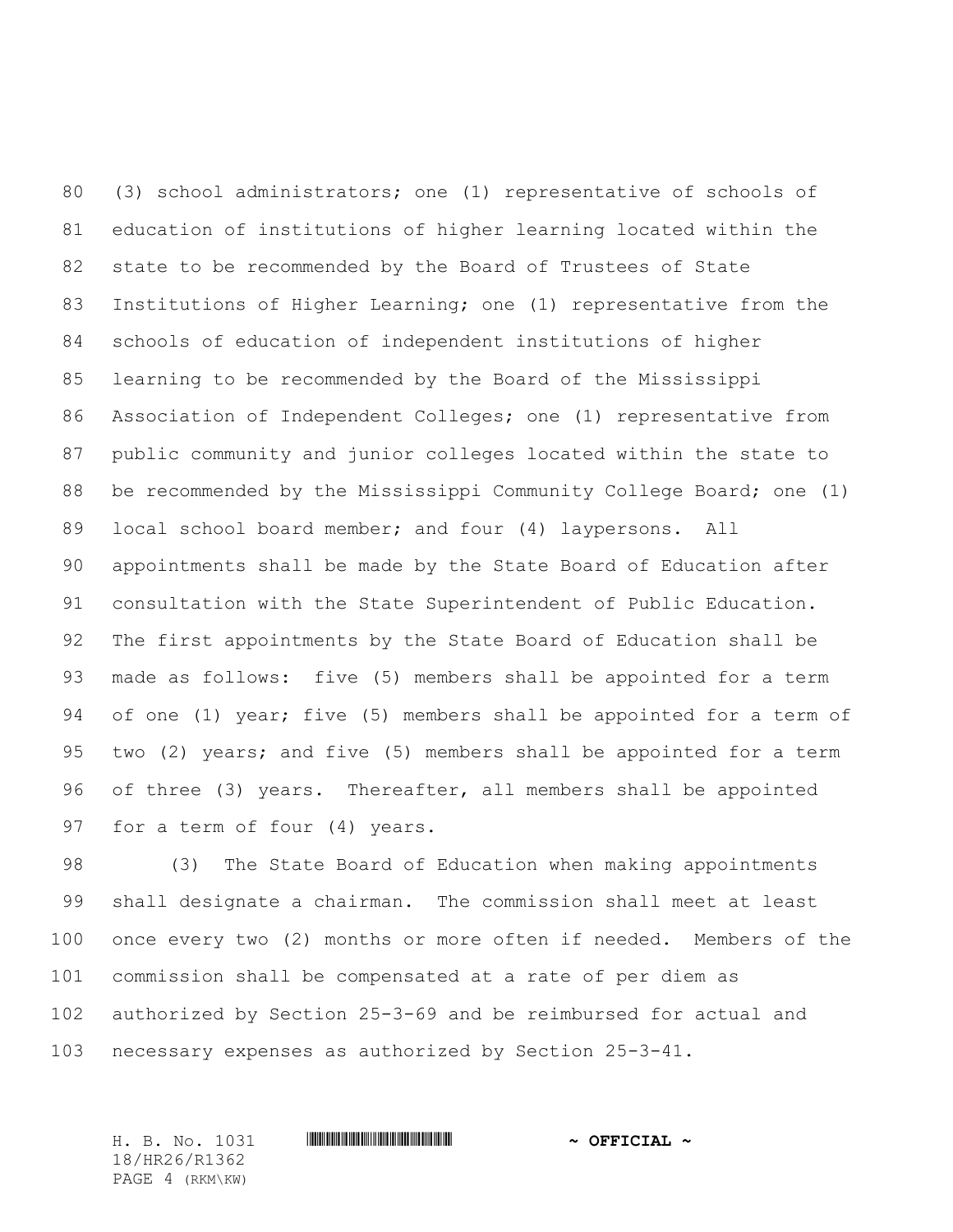(3) school administrators; one (1) representative of schools of education of institutions of higher learning located within the state to be recommended by the Board of Trustees of State Institutions of Higher Learning; one (1) representative from the schools of education of independent institutions of higher learning to be recommended by the Board of the Mississippi Association of Independent Colleges; one (1) representative from public community and junior colleges located within the state to be recommended by the Mississippi Community College Board; one (1) local school board member; and four (4) laypersons. All appointments shall be made by the State Board of Education after consultation with the State Superintendent of Public Education. The first appointments by the State Board of Education shall be made as follows: five (5) members shall be appointed for a term of one (1) year; five (5) members shall be appointed for a term of two (2) years; and five (5) members shall be appointed for a term of three (3) years. Thereafter, all members shall be appointed for a term of four (4) years.

(3) The State Board of Education when making appointments shall designate a chairman. The commission shall meet at least once every two (2) months or more often if needed. Members of the commission shall be compensated at a rate of per diem as authorized by Section 25-3-69 and be reimbursed for actual and necessary expenses as authorized by Section 25-3-41.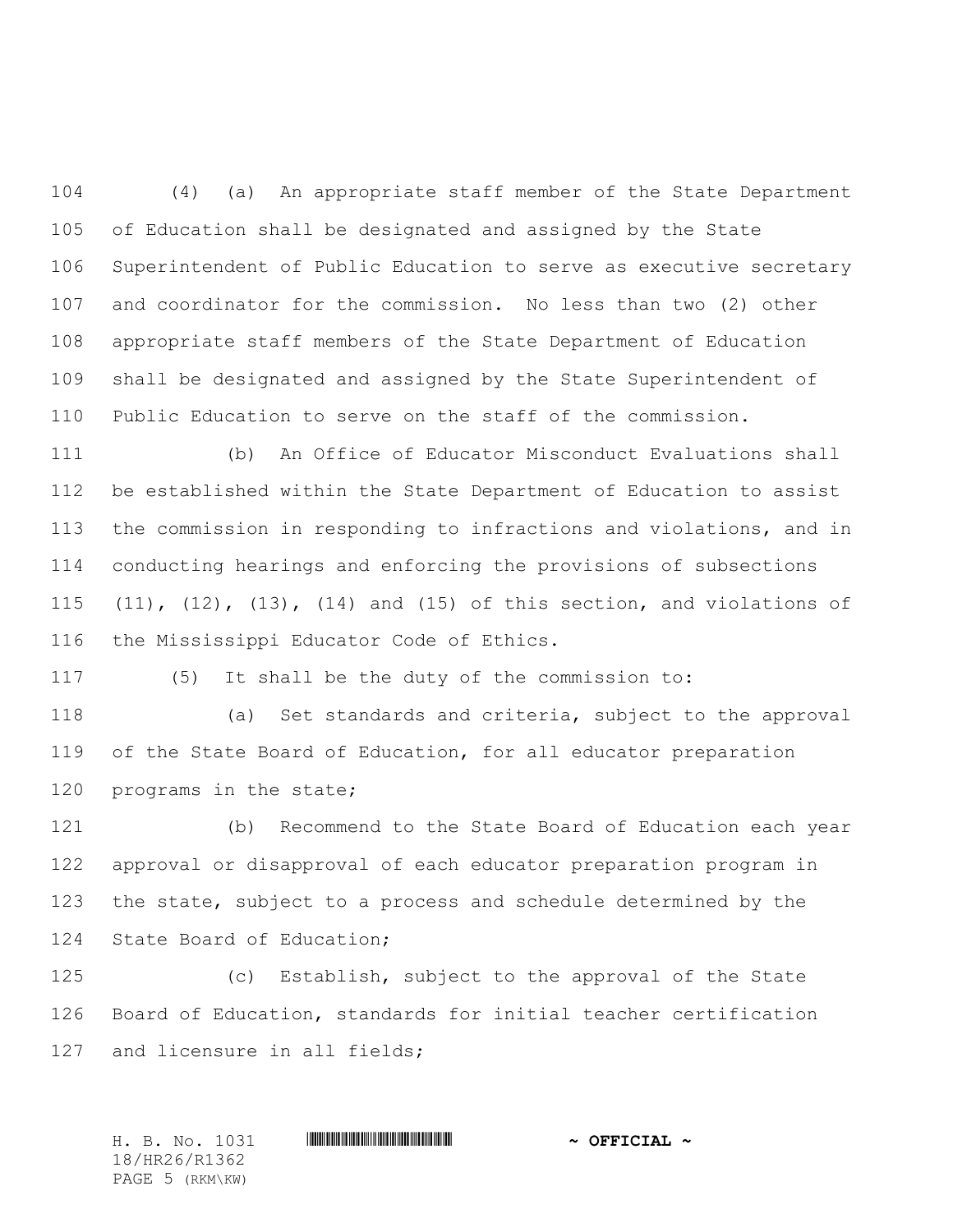(4) (a) An appropriate staff member of the State Department of Education shall be designated and assigned by the State Superintendent of Public Education to serve as executive secretary and coordinator for the commission. No less than two (2) other appropriate staff members of the State Department of Education shall be designated and assigned by the State Superintendent of Public Education to serve on the staff of the commission.

(b) An Office of Educator Misconduct Evaluations shall be established within the State Department of Education to assist the commission in responding to infractions and violations, and in conducting hearings and enforcing the provisions of subsections (11), (12), (13), (14) and (15) of this section, and violations of the Mississippi Educator Code of Ethics.

(5) It shall be the duty of the commission to:

(a) Set standards and criteria, subject to the approval of the State Board of Education, for all educator preparation programs in the state;

(b) Recommend to the State Board of Education each year approval or disapproval of each educator preparation program in the state, subject to a process and schedule determined by the State Board of Education;

(c) Establish, subject to the approval of the State Board of Education, standards for initial teacher certification and licensure in all fields;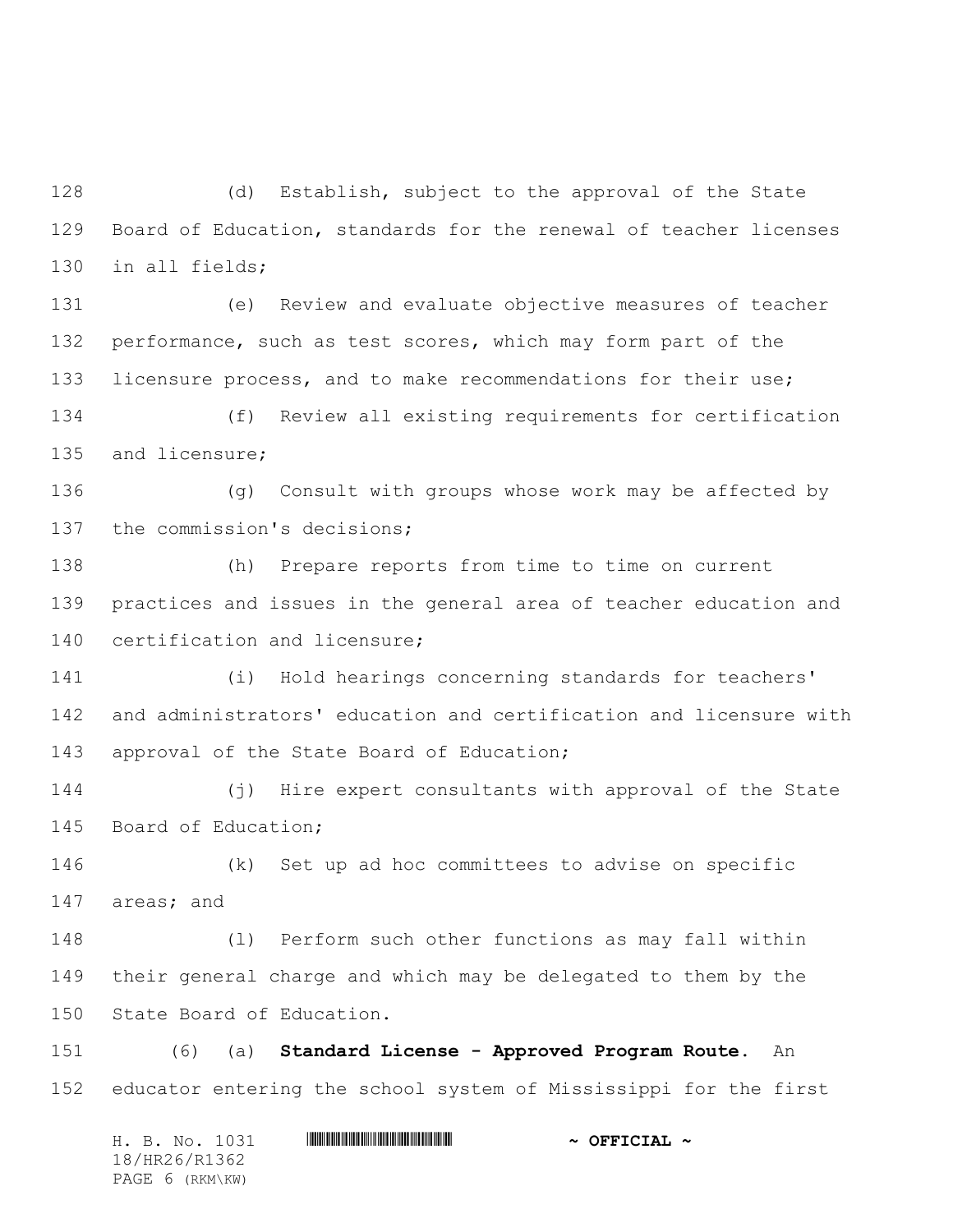(d) Establish, subject to the approval of the State Board of Education, standards for the renewal of teacher licenses in all fields;

(e) Review and evaluate objective measures of teacher performance, such as test scores, which may form part of the licensure process, and to make recommendations for their use;

(f) Review all existing requirements for certification and licensure;

(g) Consult with groups whose work may be affected by the commission's decisions;

(h) Prepare reports from time to time on current practices and issues in the general area of teacher education and certification and licensure;

(i) Hold hearings concerning standards for teachers' and administrators' education and certification and licensure with approval of the State Board of Education;

(j) Hire expert consultants with approval of the State Board of Education;

(k) Set up ad hoc committees to advise on specific areas; and

(l) Perform such other functions as may fall within their general charge and which may be delegated to them by the State Board of Education.

(6) (a) **Standard License - Approved Program Route.** An educator entering the school system of Mississippi for the first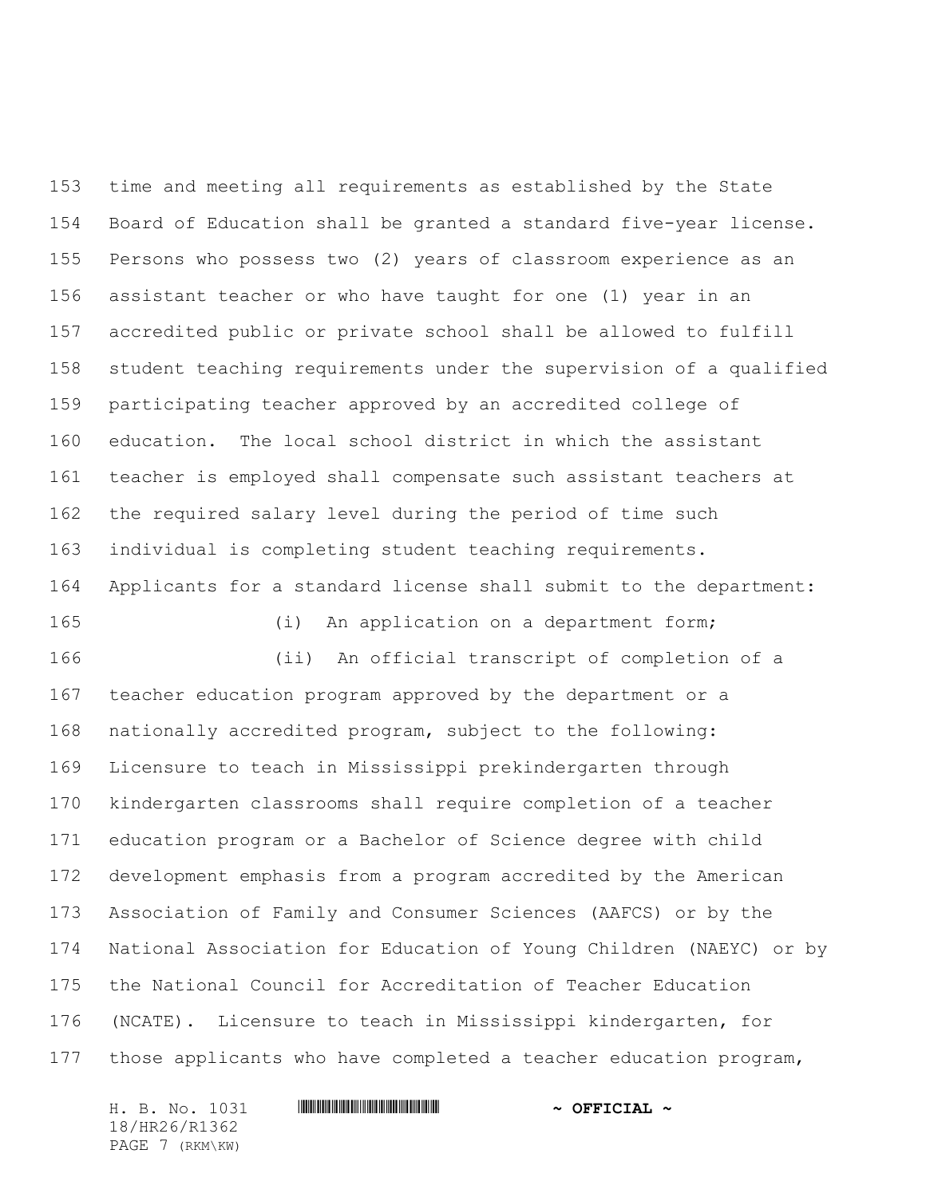time and meeting all requirements as established by the State Board of Education shall be granted a standard five-year license. Persons who possess two (2) years of classroom experience as an assistant teacher or who have taught for one (1) year in an accredited public or private school shall be allowed to fulfill student teaching requirements under the supervision of a qualified participating teacher approved by an accredited college of education. The local school district in which the assistant teacher is employed shall compensate such assistant teachers at the required salary level during the period of time such individual is completing student teaching requirements. Applicants for a standard license shall submit to the department:

(i) An application on a department form;

(ii) An official transcript of completion of a teacher education program approved by the department or a nationally accredited program, subject to the following: Licensure to teach in Mississippi prekindergarten through kindergarten classrooms shall require completion of a teacher education program or a Bachelor of Science degree with child development emphasis from a program accredited by the American Association of Family and Consumer Sciences (AAFCS) or by the National Association for Education of Young Children (NAEYC) or by the National Council for Accreditation of Teacher Education (NCATE). Licensure to teach in Mississippi kindergarten, for those applicants who have completed a teacher education program,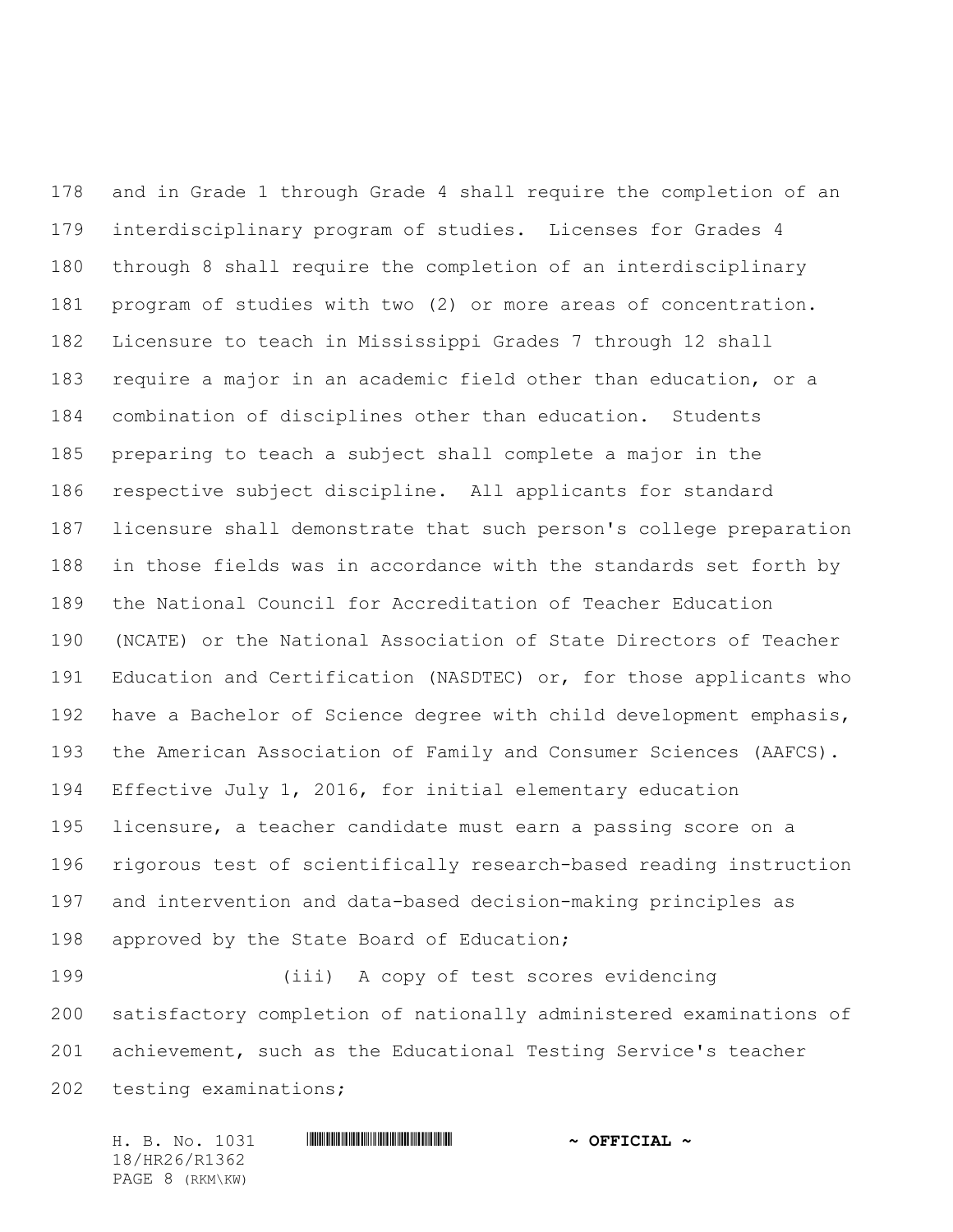and in Grade 1 through Grade 4 shall require the completion of an interdisciplinary program of studies. Licenses for Grades 4 through 8 shall require the completion of an interdisciplinary program of studies with two (2) or more areas of concentration. Licensure to teach in Mississippi Grades 7 through 12 shall require a major in an academic field other than education, or a combination of disciplines other than education. Students preparing to teach a subject shall complete a major in the respective subject discipline. All applicants for standard licensure shall demonstrate that such person's college preparation in those fields was in accordance with the standards set forth by the National Council for Accreditation of Teacher Education (NCATE) or the National Association of State Directors of Teacher Education and Certification (NASDTEC) or, for those applicants who have a Bachelor of Science degree with child development emphasis, the American Association of Family and Consumer Sciences (AAFCS). Effective July 1, 2016, for initial elementary education licensure, a teacher candidate must earn a passing score on a rigorous test of scientifically research-based reading instruction and intervention and data-based decision-making principles as approved by the State Board of Education;

(iii) A copy of test scores evidencing satisfactory completion of nationally administered examinations of achievement, such as the Educational Testing Service's teacher testing examinations;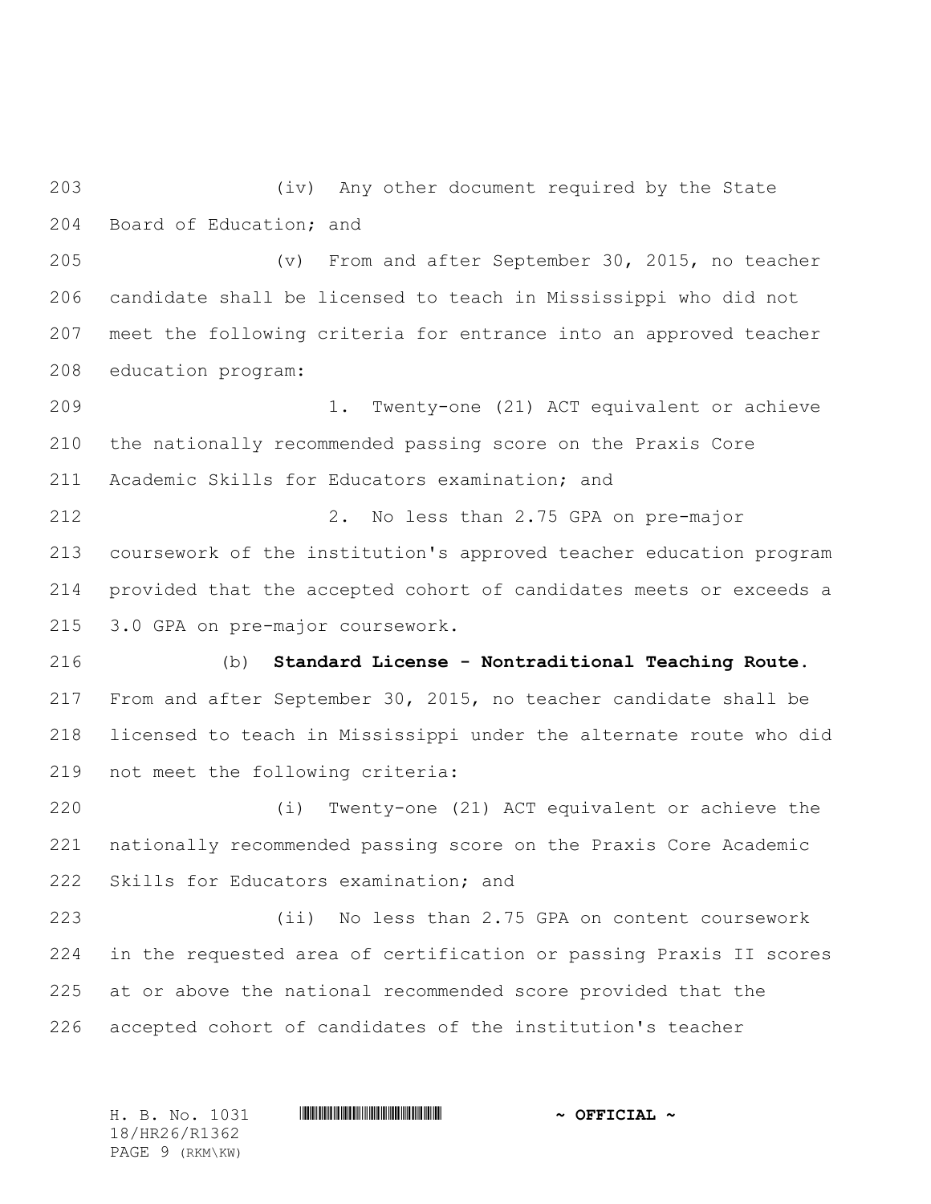(iv) Any other document required by the State Board of Education; and

(v) From and after September 30, 2015, no teacher candidate shall be licensed to teach in Mississippi who did not meet the following criteria for entrance into an approved teacher education program:

1. Twenty-one (21) ACT equivalent or achieve the nationally recommended passing score on the Praxis Core Academic Skills for Educators examination; and

2. No less than 2.75 GPA on pre-major coursework of the institution's approved teacher education program provided that the accepted cohort of candidates meets or exceeds a 3.0 GPA on pre-major coursework.

(b) **Standard License - Nontraditional Teaching Route.** From and after September 30, 2015, no teacher candidate shall be licensed to teach in Mississippi under the alternate route who did not meet the following criteria:

(i) Twenty-one (21) ACT equivalent or achieve the nationally recommended passing score on the Praxis Core Academic Skills for Educators examination; and

(ii) No less than 2.75 GPA on content coursework in the requested area of certification or passing Praxis II scores at or above the national recommended score provided that the accepted cohort of candidates of the institution's teacher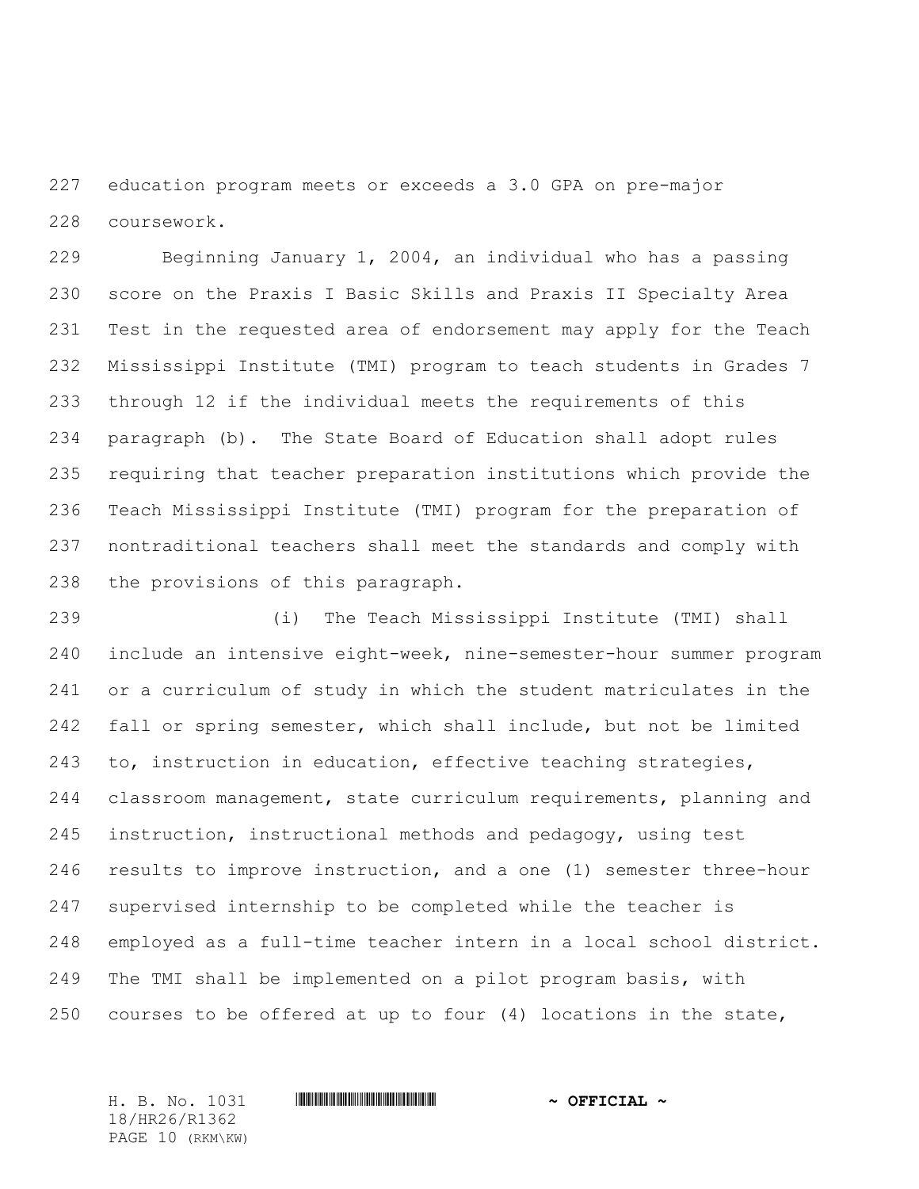education program meets or exceeds a 3.0 GPA on pre-major coursework.

Beginning January 1, 2004, an individual who has a passing score on the Praxis I Basic Skills and Praxis II Specialty Area Test in the requested area of endorsement may apply for the Teach Mississippi Institute (TMI) program to teach students in Grades 7 through 12 if the individual meets the requirements of this paragraph (b). The State Board of Education shall adopt rules requiring that teacher preparation institutions which provide the Teach Mississippi Institute (TMI) program for the preparation of nontraditional teachers shall meet the standards and comply with the provisions of this paragraph.

(i) The Teach Mississippi Institute (TMI) shall include an intensive eight-week, nine-semester-hour summer program or a curriculum of study in which the student matriculates in the fall or spring semester, which shall include, but not be limited to, instruction in education, effective teaching strategies, classroom management, state curriculum requirements, planning and instruction, instructional methods and pedagogy, using test results to improve instruction, and a one (1) semester three-hour supervised internship to be completed while the teacher is employed as a full-time teacher intern in a local school district. The TMI shall be implemented on a pilot program basis, with courses to be offered at up to four (4) locations in the state,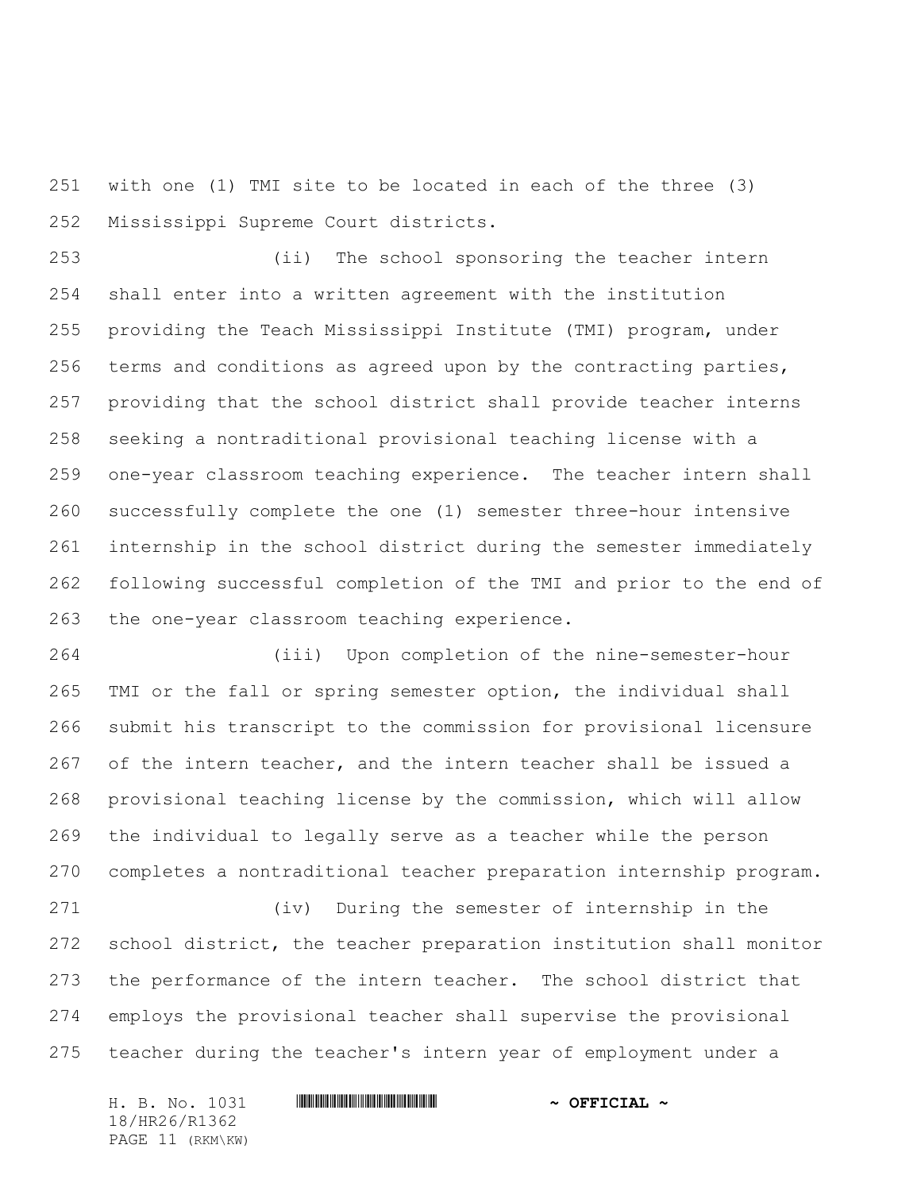with one (1) TMI site to be located in each of the three (3) Mississippi Supreme Court districts.

(ii) The school sponsoring the teacher intern shall enter into a written agreement with the institution providing the Teach Mississippi Institute (TMI) program, under terms and conditions as agreed upon by the contracting parties, providing that the school district shall provide teacher interns seeking a nontraditional provisional teaching license with a one-year classroom teaching experience. The teacher intern shall successfully complete the one (1) semester three-hour intensive internship in the school district during the semester immediately following successful completion of the TMI and prior to the end of the one-year classroom teaching experience.

(iii) Upon completion of the nine-semester-hour TMI or the fall or spring semester option, the individual shall submit his transcript to the commission for provisional licensure of the intern teacher, and the intern teacher shall be issued a provisional teaching license by the commission, which will allow the individual to legally serve as a teacher while the person completes a nontraditional teacher preparation internship program.

(iv) During the semester of internship in the school district, the teacher preparation institution shall monitor the performance of the intern teacher. The school district that employs the provisional teacher shall supervise the provisional teacher during the teacher's intern year of employment under a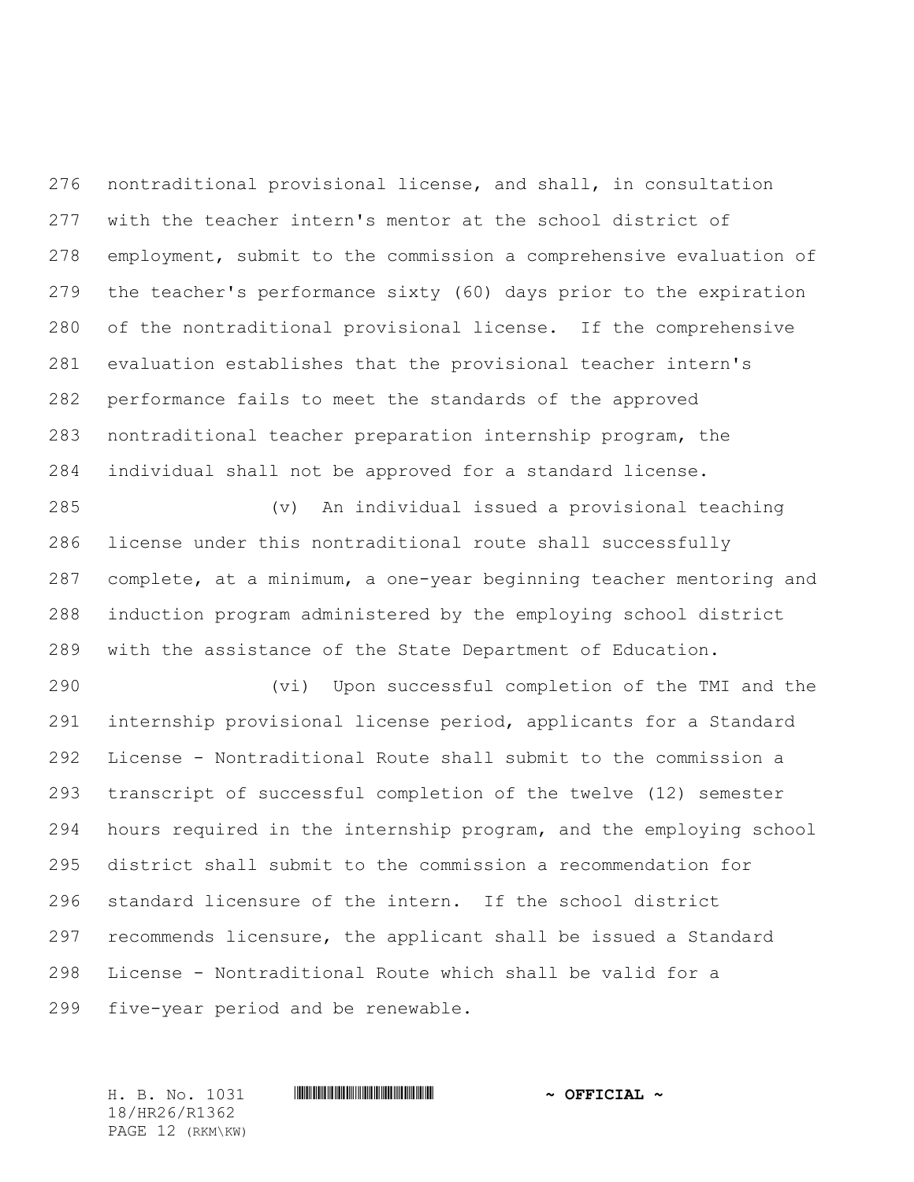nontraditional provisional license, and shall, in consultation with the teacher intern's mentor at the school district of employment, submit to the commission a comprehensive evaluation of the teacher's performance sixty (60) days prior to the expiration of the nontraditional provisional license. If the comprehensive evaluation establishes that the provisional teacher intern's performance fails to meet the standards of the approved nontraditional teacher preparation internship program, the individual shall not be approved for a standard license.

(v) An individual issued a provisional teaching license under this nontraditional route shall successfully complete, at a minimum, a one-year beginning teacher mentoring and induction program administered by the employing school district with the assistance of the State Department of Education.

(vi) Upon successful completion of the TMI and the internship provisional license period, applicants for a Standard License - Nontraditional Route shall submit to the commission a transcript of successful completion of the twelve (12) semester hours required in the internship program, and the employing school district shall submit to the commission a recommendation for standard licensure of the intern. If the school district recommends licensure, the applicant shall be issued a Standard License - Nontraditional Route which shall be valid for a five-year period and be renewable.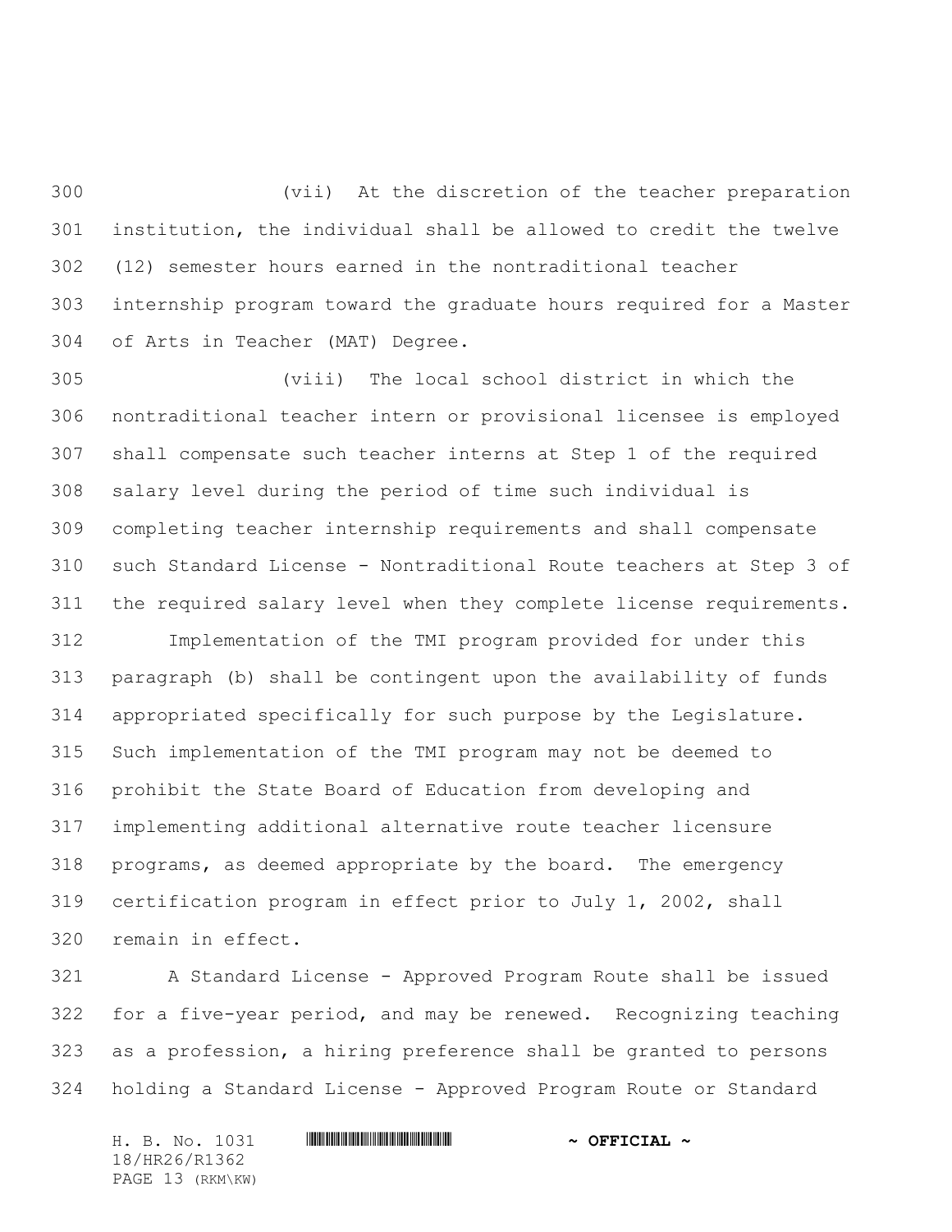(vii) At the discretion of the teacher preparation institution, the individual shall be allowed to credit the twelve (12) semester hours earned in the nontraditional teacher internship program toward the graduate hours required for a Master of Arts in Teacher (MAT) Degree.

(viii) The local school district in which the nontraditional teacher intern or provisional licensee is employed shall compensate such teacher interns at Step 1 of the required salary level during the period of time such individual is completing teacher internship requirements and shall compensate such Standard License - Nontraditional Route teachers at Step 3 of the required salary level when they complete license requirements.

Implementation of the TMI program provided for under this paragraph (b) shall be contingent upon the availability of funds appropriated specifically for such purpose by the Legislature. Such implementation of the TMI program may not be deemed to prohibit the State Board of Education from developing and implementing additional alternative route teacher licensure programs, as deemed appropriate by the board. The emergency certification program in effect prior to July 1, 2002, shall remain in effect.

A Standard License - Approved Program Route shall be issued for a five-year period, and may be renewed. Recognizing teaching as a profession, a hiring preference shall be granted to persons holding a Standard License - Approved Program Route or Standard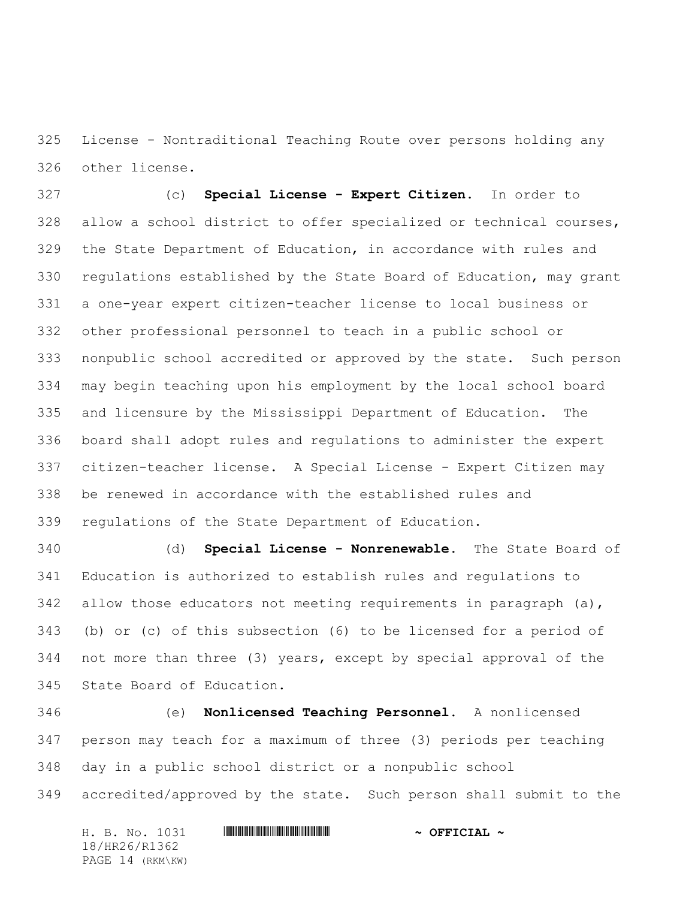License - Nontraditional Teaching Route over persons holding any other license.

(c) **Special License - Expert Citizen.** In order to allow a school district to offer specialized or technical courses, the State Department of Education, in accordance with rules and regulations established by the State Board of Education, may grant a one-year expert citizen-teacher license to local business or other professional personnel to teach in a public school or nonpublic school accredited or approved by the state. Such person may begin teaching upon his employment by the local school board and licensure by the Mississippi Department of Education. The board shall adopt rules and regulations to administer the expert citizen-teacher license. A Special License - Expert Citizen may be renewed in accordance with the established rules and regulations of the State Department of Education.

(d) **Special License - Nonrenewable.** The State Board of Education is authorized to establish rules and regulations to allow those educators not meeting requirements in paragraph (a), (b) or (c) of this subsection (6) to be licensed for a period of not more than three (3) years, except by special approval of the State Board of Education.

(e) **Nonlicensed Teaching Personnel.** A nonlicensed person may teach for a maximum of three (3) periods per teaching day in a public school district or a nonpublic school accredited/approved by the state. Such person shall submit to the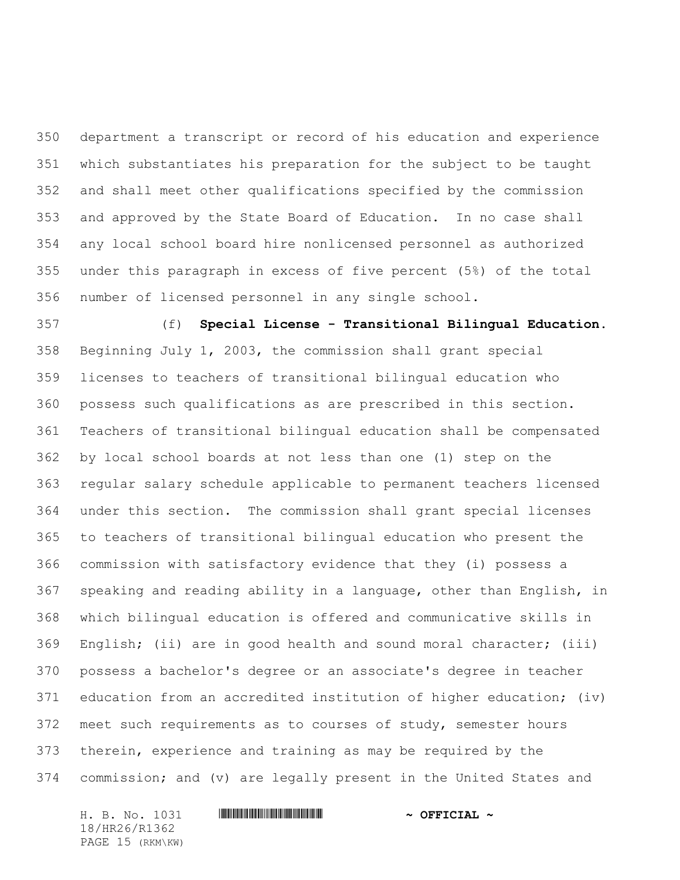department a transcript or record of his education and experience which substantiates his preparation for the subject to be taught and shall meet other qualifications specified by the commission and approved by the State Board of Education. In no case shall any local school board hire nonlicensed personnel as authorized under this paragraph in excess of five percent (5%) of the total number of licensed personnel in any single school.

(f) **Special License - Transitional Bilingual Education.** Beginning July 1, 2003, the commission shall grant special licenses to teachers of transitional bilingual education who possess such qualifications as are prescribed in this section. Teachers of transitional bilingual education shall be compensated by local school boards at not less than one (1) step on the regular salary schedule applicable to permanent teachers licensed under this section. The commission shall grant special licenses to teachers of transitional bilingual education who present the commission with satisfactory evidence that they (i) possess a speaking and reading ability in a language, other than English, in which bilingual education is offered and communicative skills in English; (ii) are in good health and sound moral character; (iii) possess a bachelor's degree or an associate's degree in teacher education from an accredited institution of higher education; (iv) meet such requirements as to courses of study, semester hours therein, experience and training as may be required by the commission; and (v) are legally present in the United States and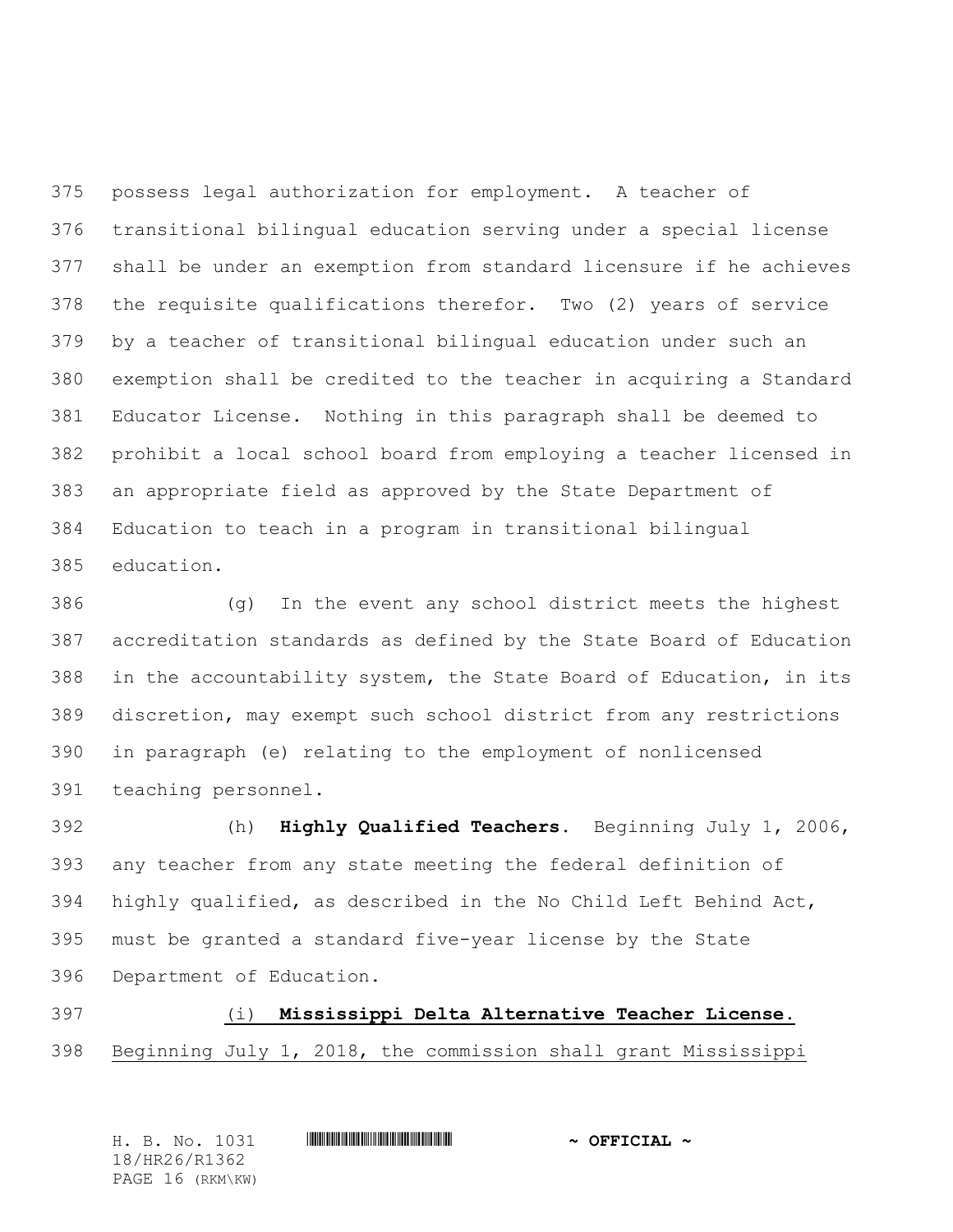possess legal authorization for employment. A teacher of transitional bilingual education serving under a special license shall be under an exemption from standard licensure if he achieves the requisite qualifications therefor. Two (2) years of service by a teacher of transitional bilingual education under such an exemption shall be credited to the teacher in acquiring a Standard Educator License. Nothing in this paragraph shall be deemed to prohibit a local school board from employing a teacher licensed in an appropriate field as approved by the State Department of Education to teach in a program in transitional bilingual education.

(g) In the event any school district meets the highest accreditation standards as defined by the State Board of Education in the accountability system, the State Board of Education, in its discretion, may exempt such school district from any restrictions in paragraph (e) relating to the employment of nonlicensed teaching personnel.

(h) **Highly Qualified Teachers.** Beginning July 1, 2006, any teacher from any state meeting the federal definition of highly qualified, as described in the No Child Left Behind Act, must be granted a standard five-year license by the State Department of Education.

<u>(i) **Mississippi Delta Alternative Teacher License.** Beginning July 1, 2018, the commission shall grant Mississippi</u>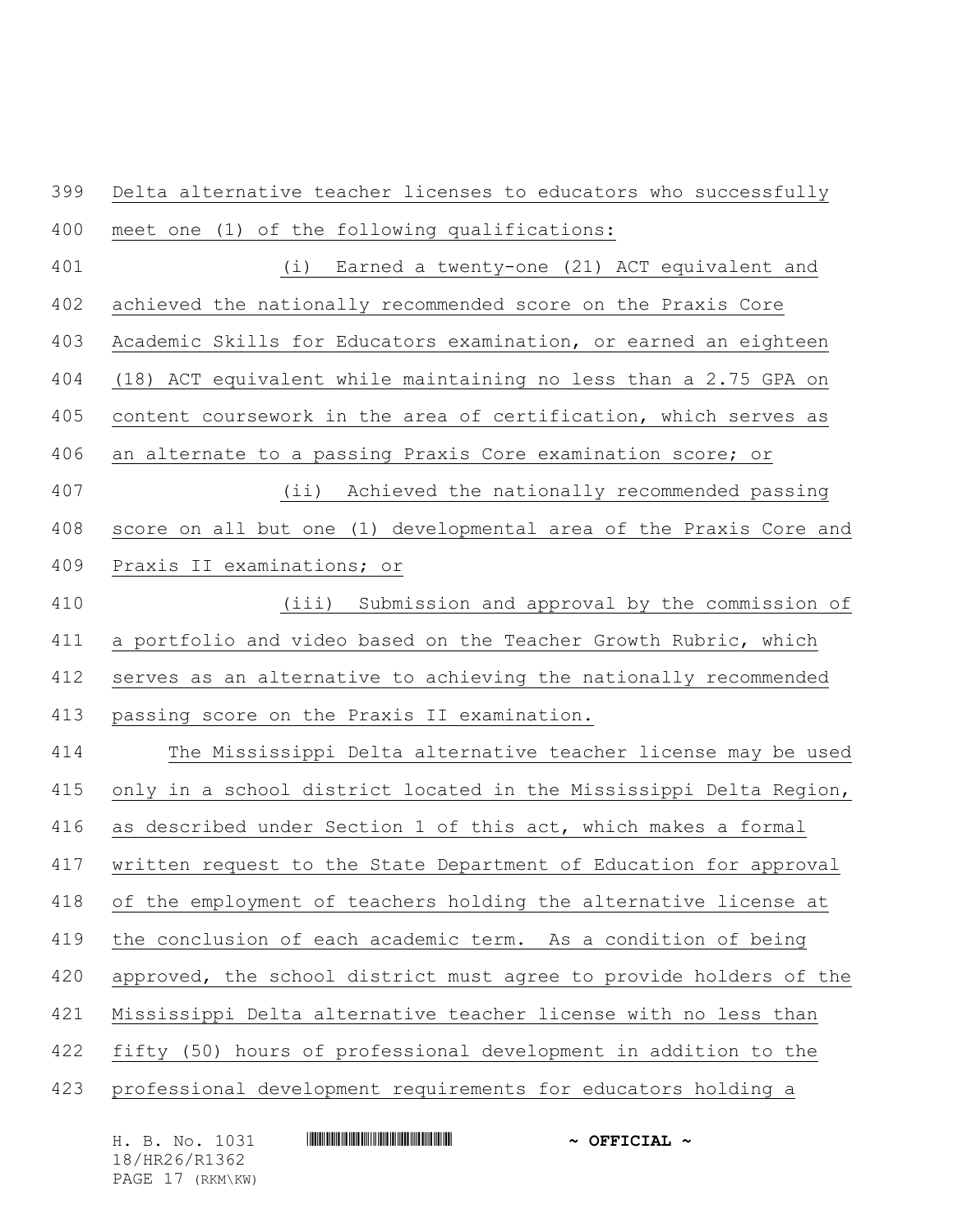Delta alternative teacher licenses to educators who successfully meet one (1) of the following qualifications:

(i) Earned a twenty-one (21) ACT equivalent and achieved the nationally recommended score on the Praxis Core Academic Skills for Educators examination, or earned an eighteen (18) ACT equivalent while maintaining no less than a 2.75 GPA on content coursework in the area of certification, which serves as an alternate to a passing Praxis Core examination score; or

(ii) Achieved the nationally recommended passing score on all but one (1) developmental area of the Praxis Core and Praxis II examinations; or

(iii) Submission and approval by the commission of a portfolio and video based on the Teacher Growth Rubric, which serves as an alternative to achieving the nationally recommended passing score on the Praxis II examination.

The Mississippi Delta alternative teacher license may be used only in a school district located in the Mississippi Delta Region, as described under Section 1 of this act, which makes a formal written request to the State Department of Education for approval of the employment of teachers holding the alternative license at the conclusion of each academic term. As a condition of being approved, the school district must agree to provide holders of the Mississippi Delta alternative teacher license with no less than fifty (50) hours of professional development in addition to the professional development requirements for educators holding a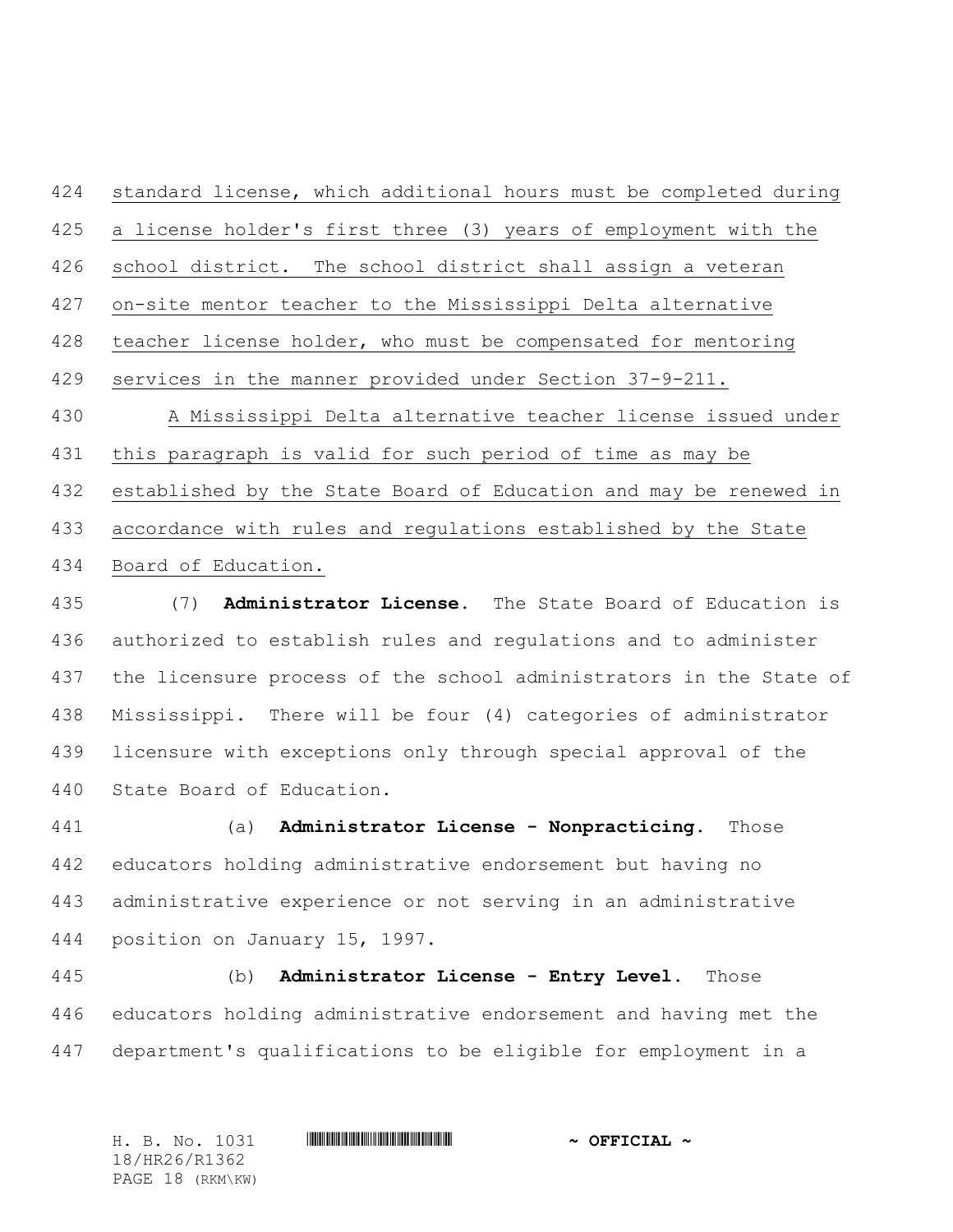standard license, which additional hours must be completed during a license holder's first three (3) years of employment with the school district. The school district shall assign a veteran on-site mentor teacher to the Mississippi Delta alternative teacher license holder, who must be compensated for mentoring services in the manner provided under Section 37-9-211.

A Mississippi Delta alternative teacher license issued under this paragraph is valid for such period of time as may be established by the State Board of Education and may be renewed in accordance with rules and regulations established by the State Board of Education.

(7) **Administrator License.** The State Board of Education is authorized to establish rules and regulations and to administer the licensure process of the school administrators in the State of Mississippi. There will be four (4) categories of administrator licensure with exceptions only through special approval of the State Board of Education.

(a) **Administrator License - Nonpracticing.** Those educators holding administrative endorsement but having no administrative experience or not serving in an administrative position on January 15, 1997.

(b) **Administrator License - Entry Level.** Those educators holding administrative endorsement and having met the department's qualifications to be eligible for employment in a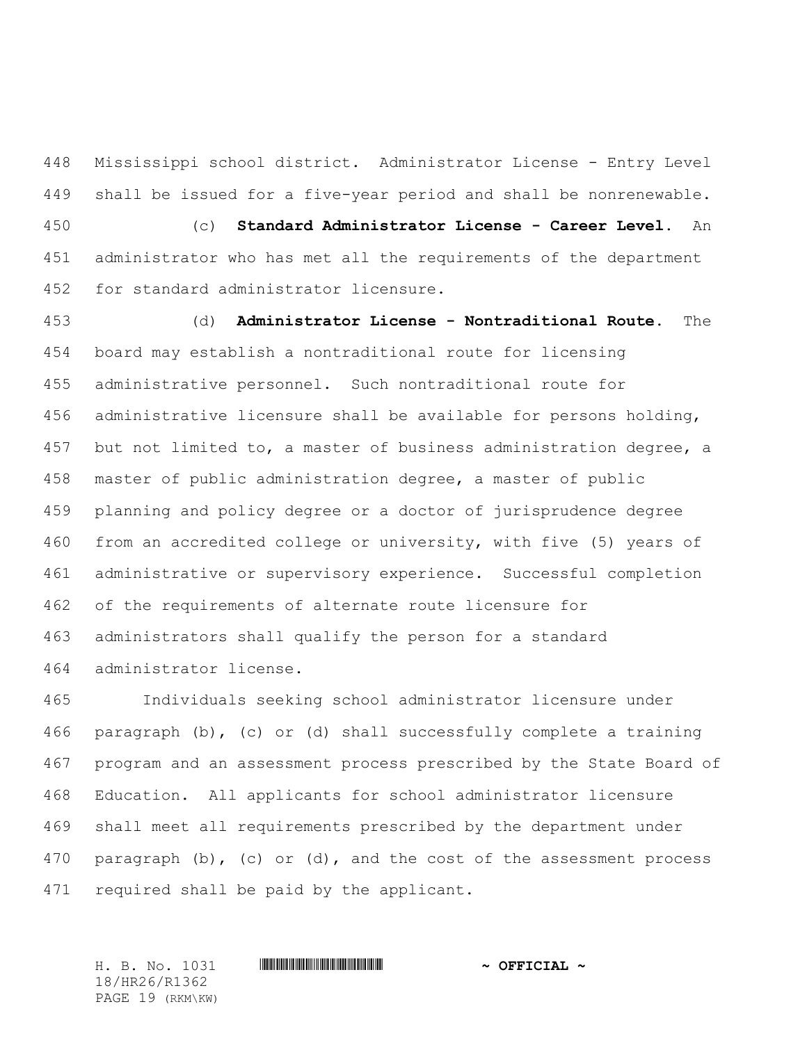Mississippi school district. Administrator License - Entry Level shall be issued for a five-year period and shall be nonrenewable.

(c) **Standard Administrator License - Career Level.** An administrator who has met all the requirements of the department for standard administrator licensure.

(d) **Administrator License - Nontraditional Route.** The board may establish a nontraditional route for licensing administrative personnel. Such nontraditional route for administrative licensure shall be available for persons holding, but not limited to, a master of business administration degree, a master of public administration degree, a master of public planning and policy degree or a doctor of jurisprudence degree from an accredited college or university, with five (5) years of administrative or supervisory experience. Successful completion of the requirements of alternate route licensure for administrators shall qualify the person for a standard administrator license.

Individuals seeking school administrator licensure under paragraph (b), (c) or (d) shall successfully complete a training program and an assessment process prescribed by the State Board of Education. All applicants for school administrator licensure shall meet all requirements prescribed by the department under paragraph (b), (c) or (d), and the cost of the assessment process required shall be paid by the applicant.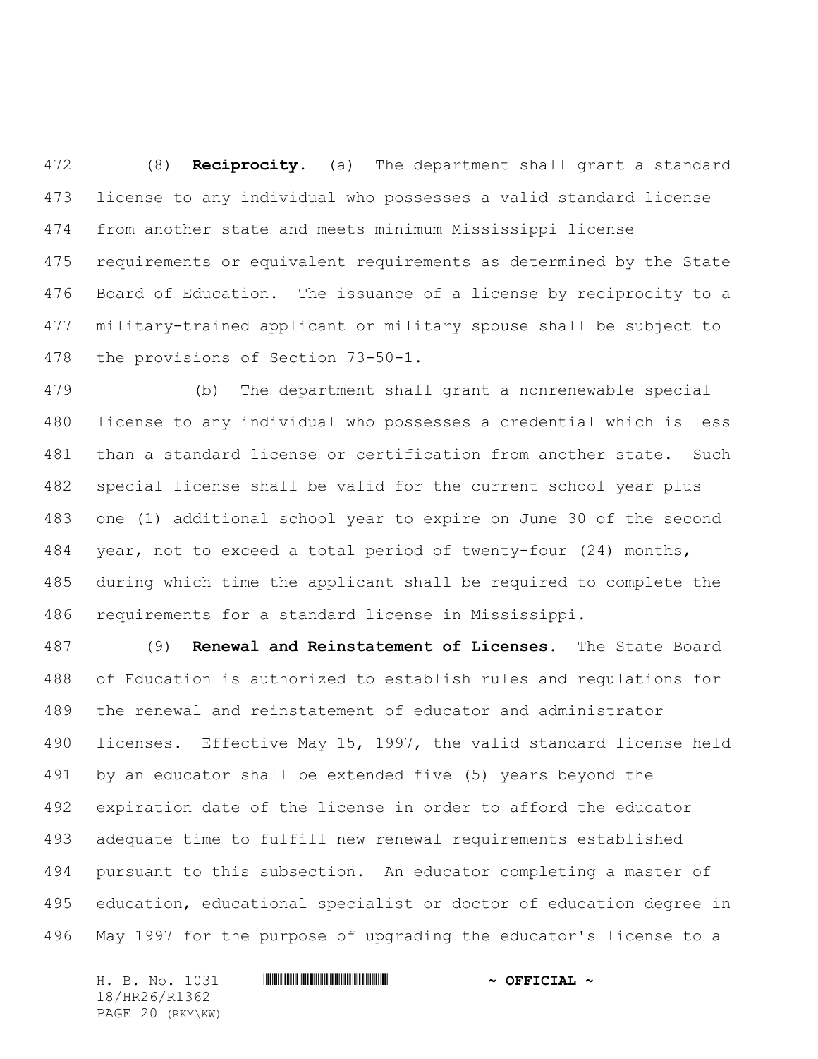(8) **Reciprocity.** (a) The department shall grant a standard license to any individual who possesses a valid standard license from another state and meets minimum Mississippi license requirements or equivalent requirements as determined by the State Board of Education. The issuance of a license by reciprocity to a military-trained applicant or military spouse shall be subject to the provisions of Section 73-50-1.

(b) The department shall grant a nonrenewable special license to any individual who possesses a credential which is less than a standard license or certification from another state. Such special license shall be valid for the current school year plus one (1) additional school year to expire on June 30 of the second year, not to exceed a total period of twenty-four (24) months, during which time the applicant shall be required to complete the requirements for a standard license in Mississippi.

(9) **Renewal and Reinstatement of Licenses.** The State Board of Education is authorized to establish rules and regulations for the renewal and reinstatement of educator and administrator licenses. Effective May 15, 1997, the valid standard license held by an educator shall be extended five (5) years beyond the expiration date of the license in order to afford the educator adequate time to fulfill new renewal requirements established pursuant to this subsection. An educator completing a master of education, educational specialist or doctor of education degree in May 1997 for the purpose of upgrading the educator's license to a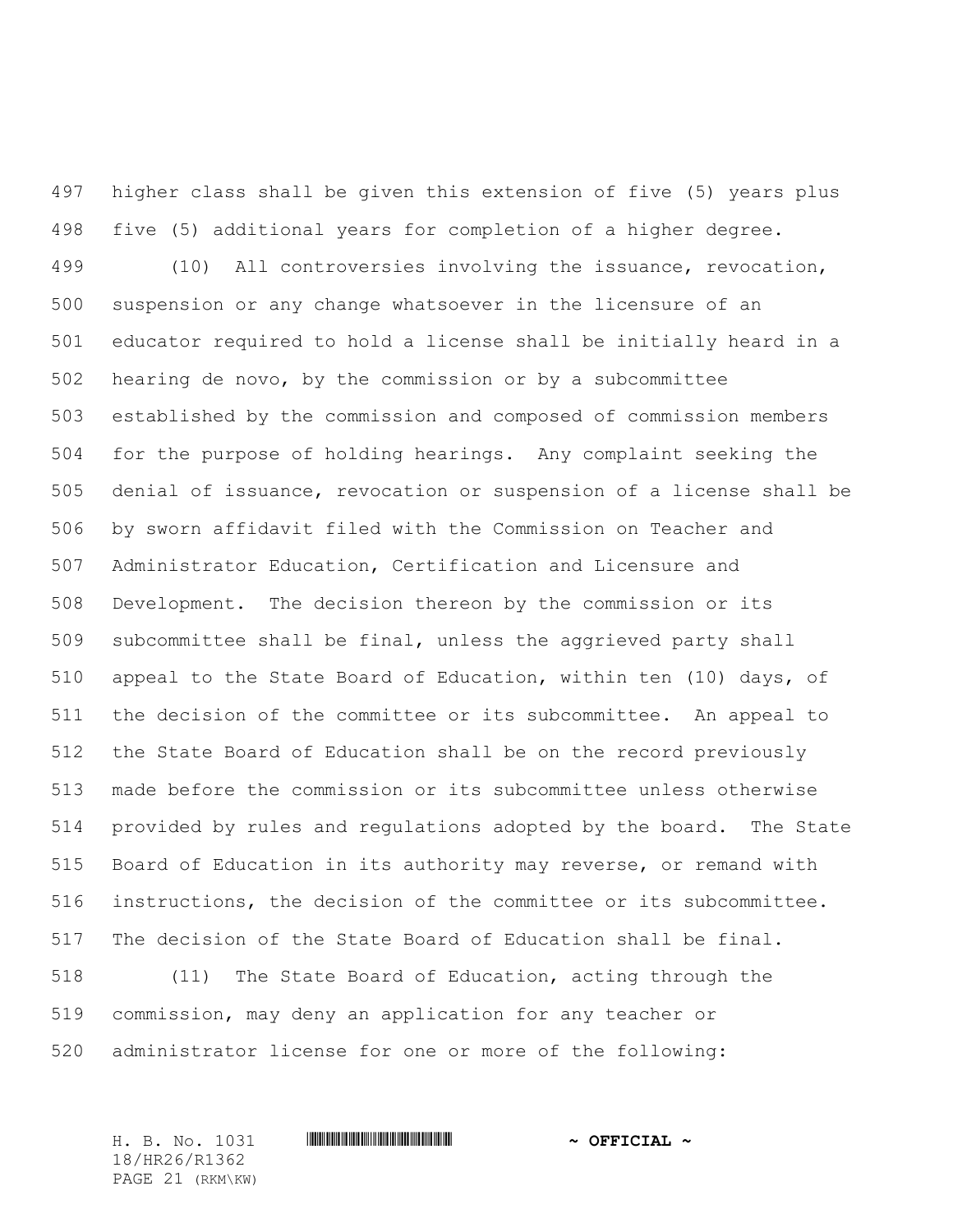higher class shall be given this extension of five (5) years plus five (5) additional years for completion of a higher degree.

(10) All controversies involving the issuance, revocation, suspension or any change whatsoever in the licensure of an educator required to hold a license shall be initially heard in a hearing de novo, by the commission or by a subcommittee established by the commission and composed of commission members for the purpose of holding hearings. Any complaint seeking the denial of issuance, revocation or suspension of a license shall be by sworn affidavit filed with the Commission on Teacher and Administrator Education, Certification and Licensure and Development. The decision thereon by the commission or its subcommittee shall be final, unless the aggrieved party shall appeal to the State Board of Education, within ten (10) days, of the decision of the committee or its subcommittee. An appeal to the State Board of Education shall be on the record previously made before the commission or its subcommittee unless otherwise provided by rules and regulations adopted by the board. The State Board of Education in its authority may reverse, or remand with instructions, the decision of the committee or its subcommittee. The decision of the State Board of Education shall be final.

(11) The State Board of Education, acting through the commission, may deny an application for any teacher or administrator license for one or more of the following: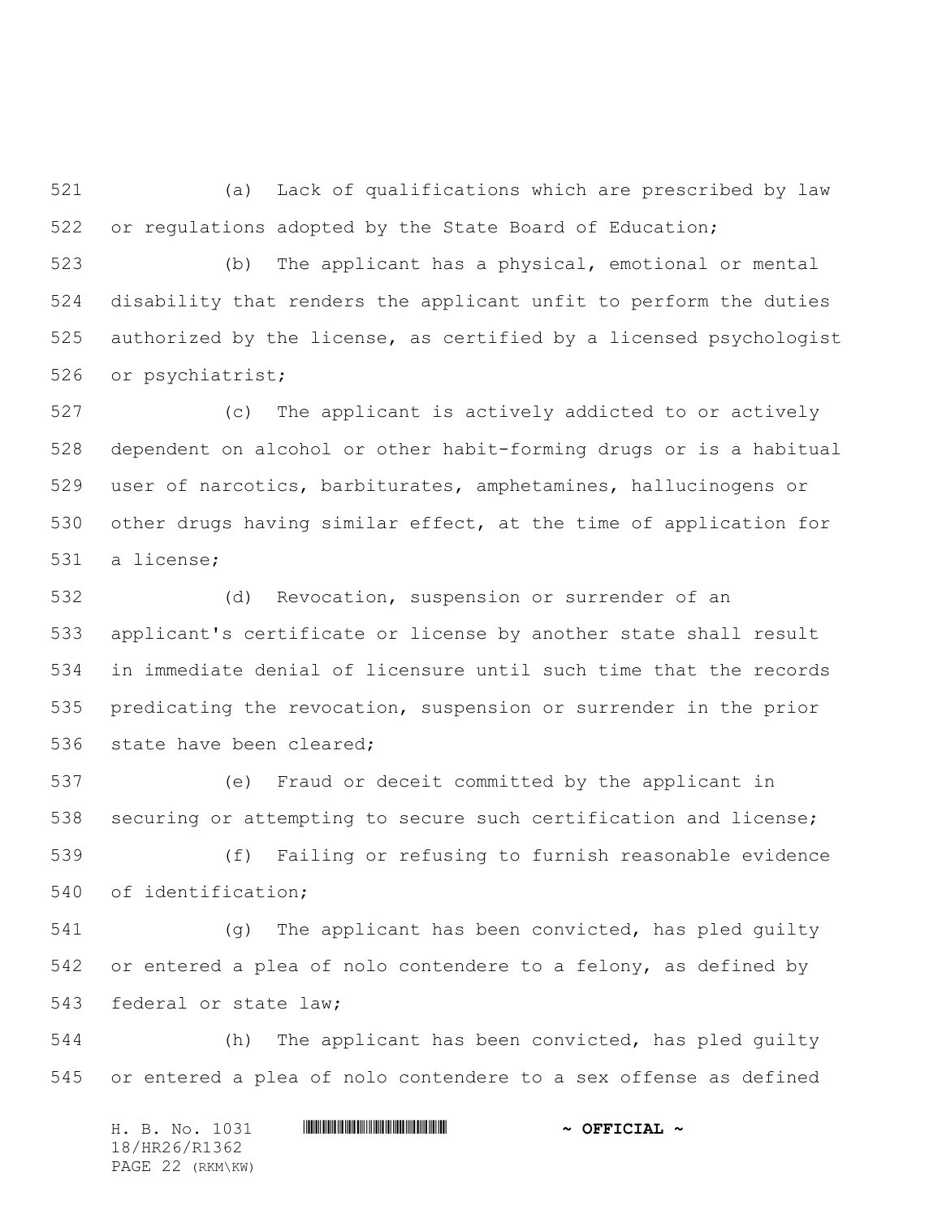(a) Lack of qualifications which are prescribed by law or regulations adopted by the State Board of Education;

(b) The applicant has a physical, emotional or mental disability that renders the applicant unfit to perform the duties authorized by the license, as certified by a licensed psychologist or psychiatrist;

(c) The applicant is actively addicted to or actively dependent on alcohol or other habit-forming drugs or is a habitual user of narcotics, barbiturates, amphetamines, hallucinogens or other drugs having similar effect, at the time of application for a license;

(d) Revocation, suspension or surrender of an applicant's certificate or license by another state shall result in immediate denial of licensure until such time that the records predicating the revocation, suspension or surrender in the prior state have been cleared;

(e) Fraud or deceit committed by the applicant in securing or attempting to secure such certification and license;

(f) Failing or refusing to furnish reasonable evidence of identification;

(g) The applicant has been convicted, has pled guilty or entered a plea of nolo contendere to a felony, as defined by federal or state law;

(h) The applicant has been convicted, has pled guilty or entered a plea of nolo contendere to a sex offense as defined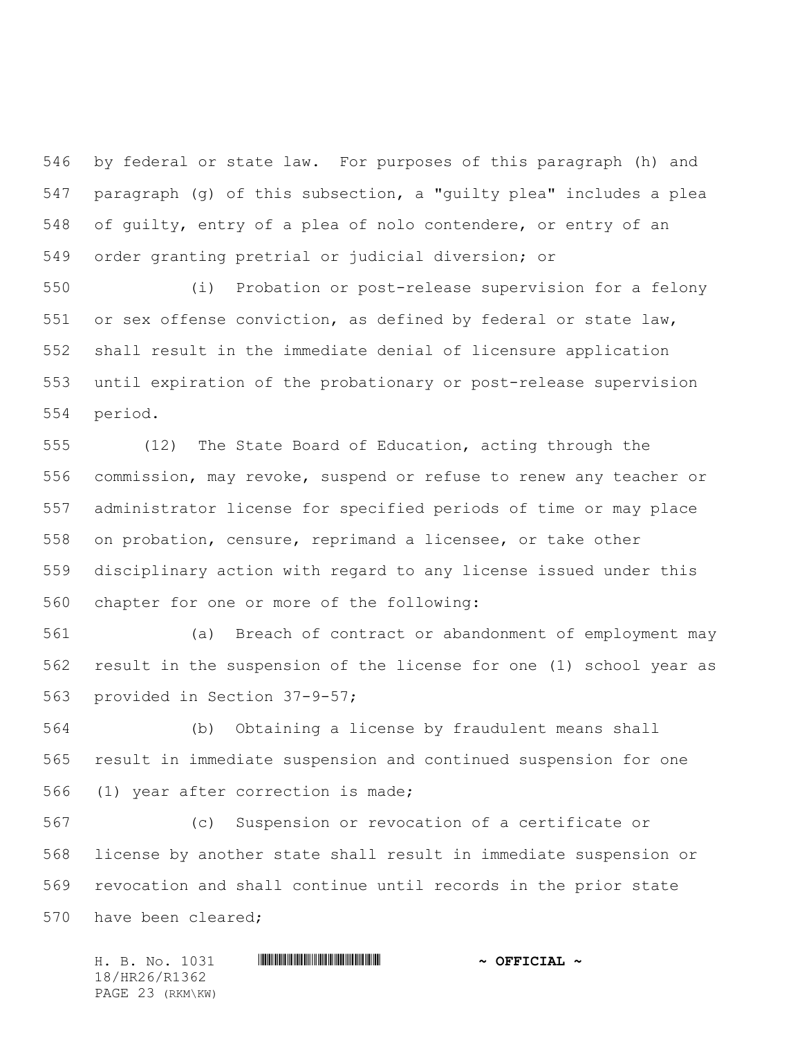by federal or state law. For purposes of this paragraph (h) and paragraph (g) of this subsection, a "guilty plea" includes a plea of guilty, entry of a plea of nolo contendere, or entry of an order granting pretrial or judicial diversion; or

(i) Probation or post-release supervision for a felony or sex offense conviction, as defined by federal or state law, shall result in the immediate denial of licensure application until expiration of the probationary or post-release supervision period.

(12) The State Board of Education, acting through the commission, may revoke, suspend or refuse to renew any teacher or administrator license for specified periods of time or may place on probation, censure, reprimand a licensee, or take other disciplinary action with regard to any license issued under this chapter for one or more of the following:

(a) Breach of contract or abandonment of employment may result in the suspension of the license for one (1) school year as provided in Section 37-9-57;

(b) Obtaining a license by fraudulent means shall result in immediate suspension and continued suspension for one (1) year after correction is made;

(c) Suspension or revocation of a certificate or license by another state shall result in immediate suspension or revocation and shall continue until records in the prior state have been cleared;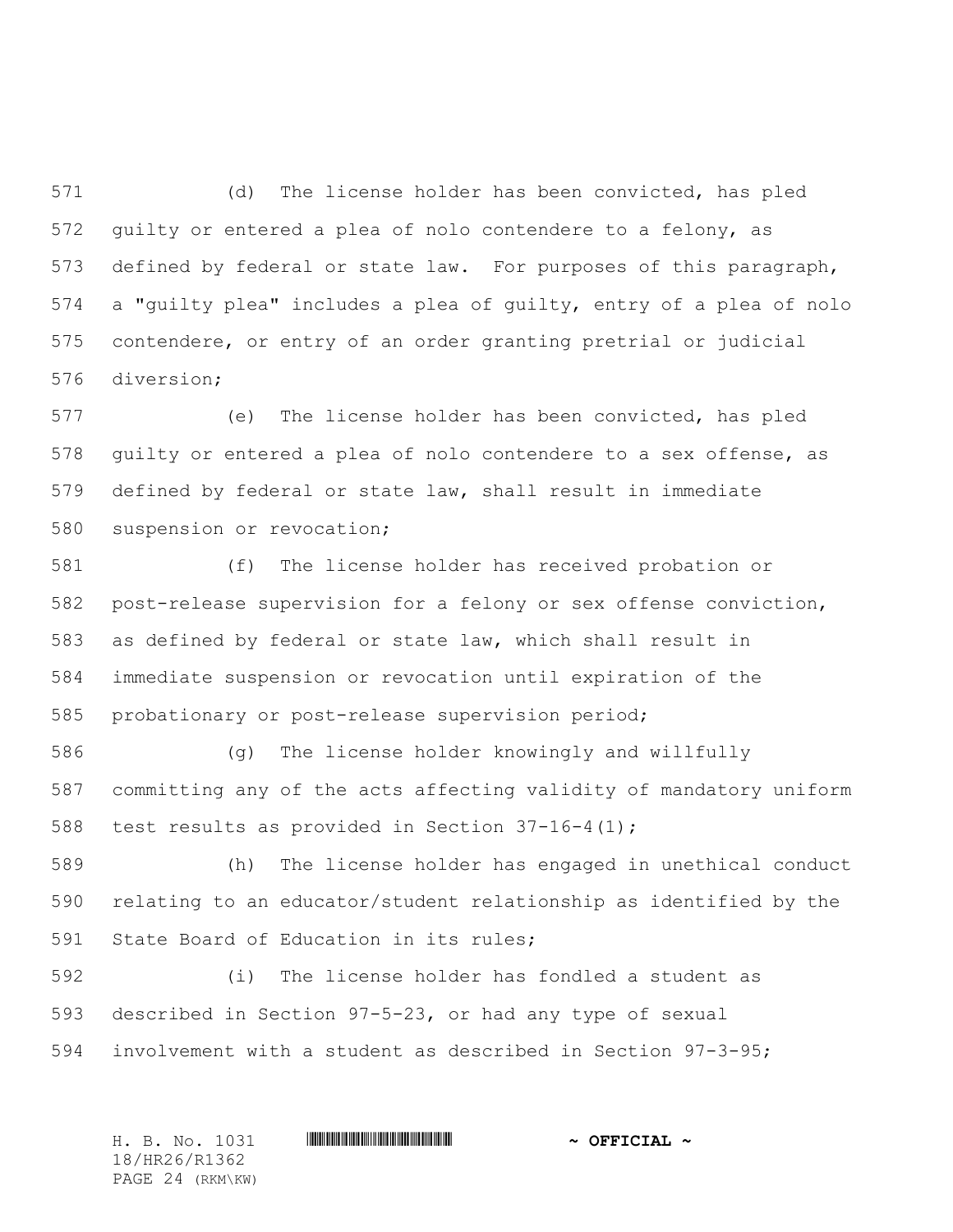(d) The license holder has been convicted, has pled guilty or entered a plea of nolo contendere to a felony, as defined by federal or state law. For purposes of this paragraph, a "guilty plea" includes a plea of guilty, entry of a plea of nolo contendere, or entry of an order granting pretrial or judicial diversion;

(e) The license holder has been convicted, has pled guilty or entered a plea of nolo contendere to a sex offense, as defined by federal or state law, shall result in immediate suspension or revocation;

(f) The license holder has received probation or post-release supervision for a felony or sex offense conviction, as defined by federal or state law, which shall result in immediate suspension or revocation until expiration of the probationary or post-release supervision period;

(g) The license holder knowingly and willfully committing any of the acts affecting validity of mandatory uniform test results as provided in Section 37-16-4(1);

(h) The license holder has engaged in unethical conduct relating to an educator/student relationship as identified by the State Board of Education in its rules;

(i) The license holder has fondled a student as described in Section 97-5-23, or had any type of sexual involvement with a student as described in Section 97-3-95;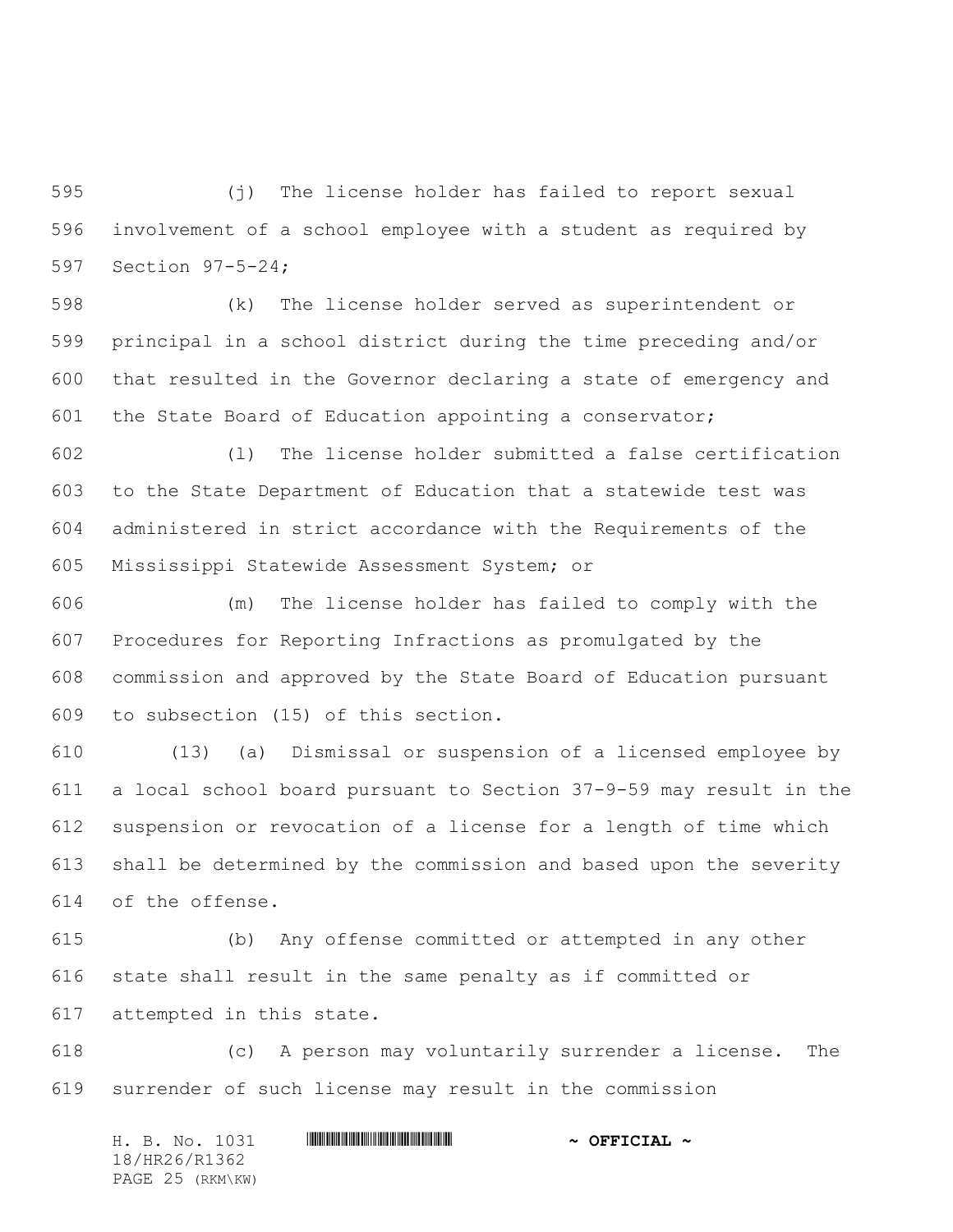(j) The license holder has failed to report sexual involvement of a school employee with a student as required by Section 97-5-24;

(k) The license holder served as superintendent or principal in a school district during the time preceding and/or that resulted in the Governor declaring a state of emergency and the State Board of Education appointing a conservator;

(l) The license holder submitted a false certification to the State Department of Education that a statewide test was administered in strict accordance with the Requirements of the Mississippi Statewide Assessment System; or

(m) The license holder has failed to comply with the Procedures for Reporting Infractions as promulgated by the commission and approved by the State Board of Education pursuant to subsection (15) of this section.

(13) (a) Dismissal or suspension of a licensed employee by a local school board pursuant to Section 37-9-59 may result in the suspension or revocation of a license for a length of time which shall be determined by the commission and based upon the severity of the offense.

(b) Any offense committed or attempted in any other state shall result in the same penalty as if committed or attempted in this state.

(c) A person may voluntarily surrender a license. The surrender of such license may result in the commission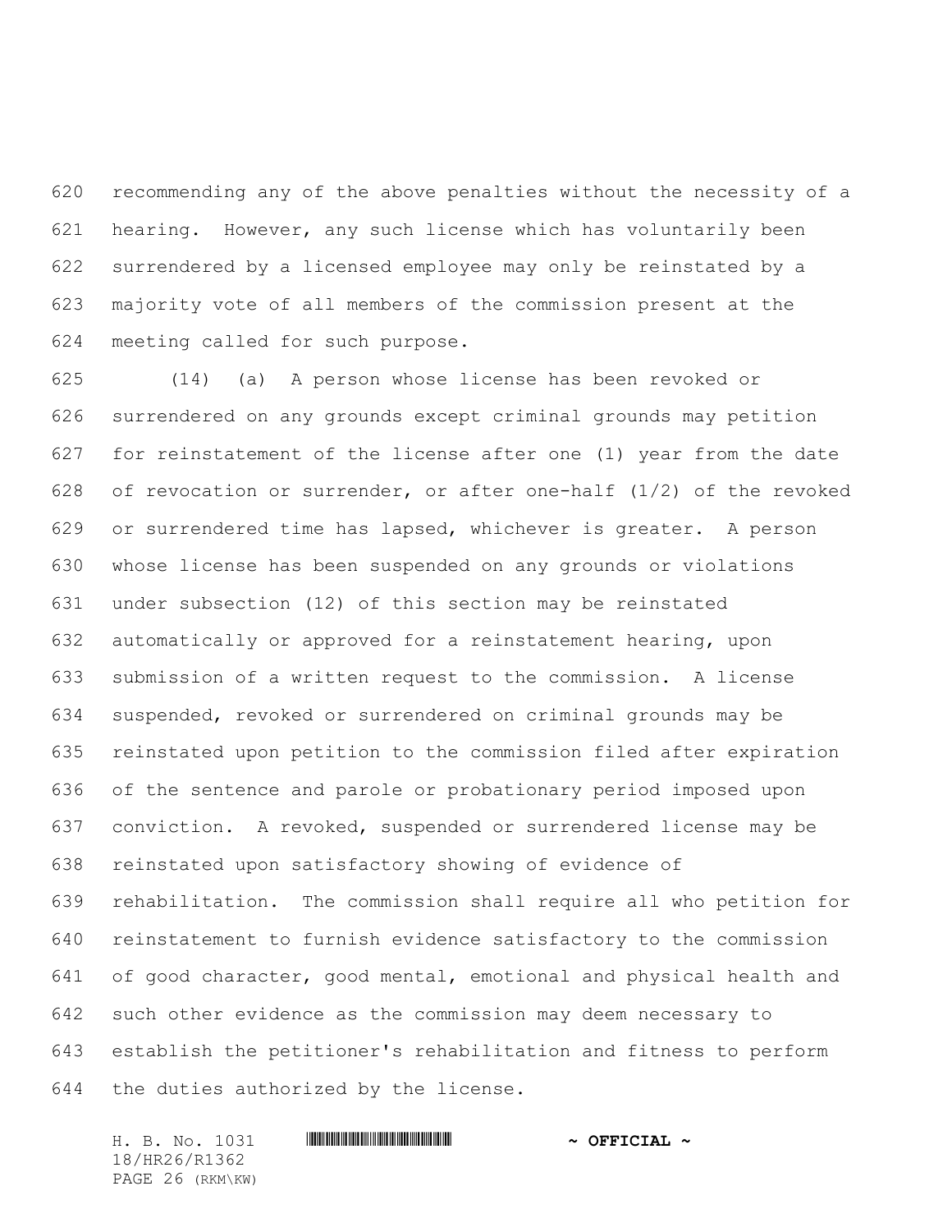recommending any of the above penalties without the necessity of a hearing. However, any such license which has voluntarily been surrendered by a licensed employee may only be reinstated by a majority vote of all members of the commission present at the meeting called for such purpose.

(14) (a) A person whose license has been revoked or surrendered on any grounds except criminal grounds may petition for reinstatement of the license after one (1) year from the date of revocation or surrender, or after one-half (1/2) of the revoked or surrendered time has lapsed, whichever is greater. A person whose license has been suspended on any grounds or violations under subsection (12) of this section may be reinstated automatically or approved for a reinstatement hearing, upon submission of a written request to the commission. A license suspended, revoked or surrendered on criminal grounds may be reinstated upon petition to the commission filed after expiration of the sentence and parole or probationary period imposed upon conviction. A revoked, suspended or surrendered license may be reinstated upon satisfactory showing of evidence of rehabilitation. The commission shall require all who petition for reinstatement to furnish evidence satisfactory to the commission of good character, good mental, emotional and physical health and such other evidence as the commission may deem necessary to establish the petitioner's rehabilitation and fitness to perform the duties authorized by the license.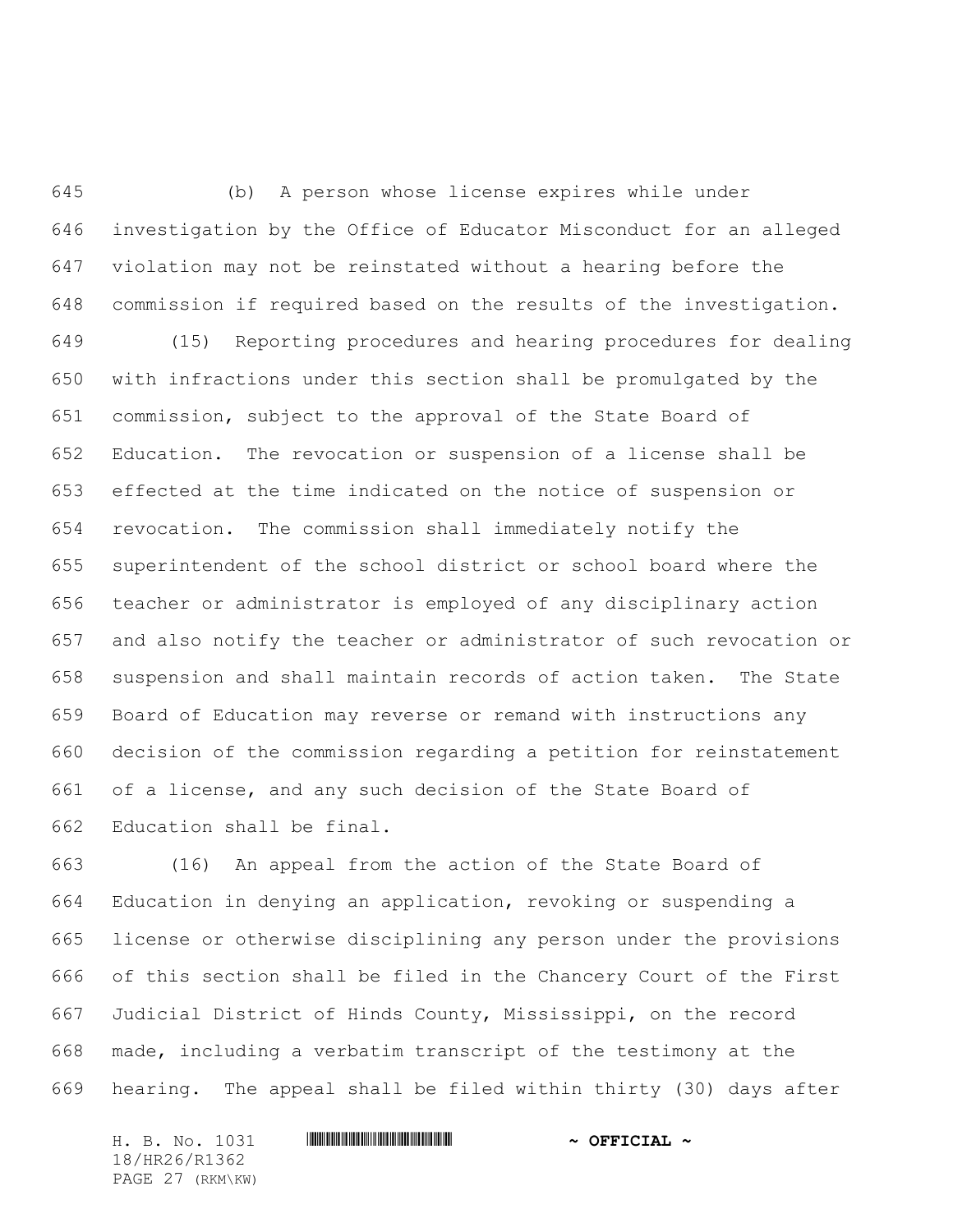(b) A person whose license expires while under investigation by the Office of Educator Misconduct for an alleged violation may not be reinstated without a hearing before the commission if required based on the results of the investigation.

(15) Reporting procedures and hearing procedures for dealing with infractions under this section shall be promulgated by the commission, subject to the approval of the State Board of Education. The revocation or suspension of a license shall be effected at the time indicated on the notice of suspension or revocation. The commission shall immediately notify the superintendent of the school district or school board where the teacher or administrator is employed of any disciplinary action and also notify the teacher or administrator of such revocation or suspension and shall maintain records of action taken. The State Board of Education may reverse or remand with instructions any decision of the commission regarding a petition for reinstatement of a license, and any such decision of the State Board of Education shall be final.

(16) An appeal from the action of the State Board of Education in denying an application, revoking or suspending a license or otherwise disciplining any person under the provisions of this section shall be filed in the Chancery Court of the First Judicial District of Hinds County, Mississippi, on the record made, including a verbatim transcript of the testimony at the hearing. The appeal shall be filed within thirty (30) days after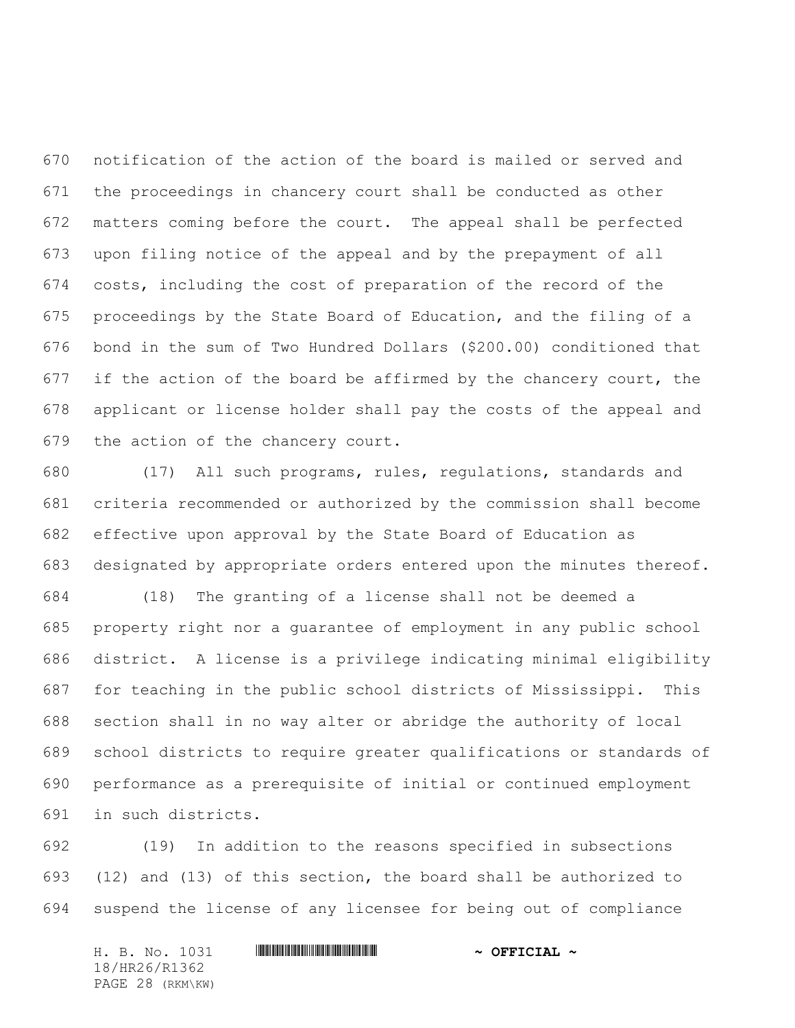notification of the action of the board is mailed or served and the proceedings in chancery court shall be conducted as other matters coming before the court. The appeal shall be perfected upon filing notice of the appeal and by the prepayment of all costs, including the cost of preparation of the record of the proceedings by the State Board of Education, and the filing of a bond in the sum of Two Hundred Dollars ($200.00) conditioned that if the action of the board be affirmed by the chancery court, the applicant or license holder shall pay the costs of the appeal and the action of the chancery court.

(17) All such programs, rules, regulations, standards and criteria recommended or authorized by the commission shall become effective upon approval by the State Board of Education as designated by appropriate orders entered upon the minutes thereof.

(18) The granting of a license shall not be deemed a property right nor a guarantee of employment in any public school district. A license is a privilege indicating minimal eligibility for teaching in the public school districts of Mississippi. This section shall in no way alter or abridge the authority of local school districts to require greater qualifications or standards of performance as a prerequisite of initial or continued employment in such districts.

(19) In addition to the reasons specified in subsections (12) and (13) of this section, the board shall be authorized to suspend the license of any licensee for being out of compliance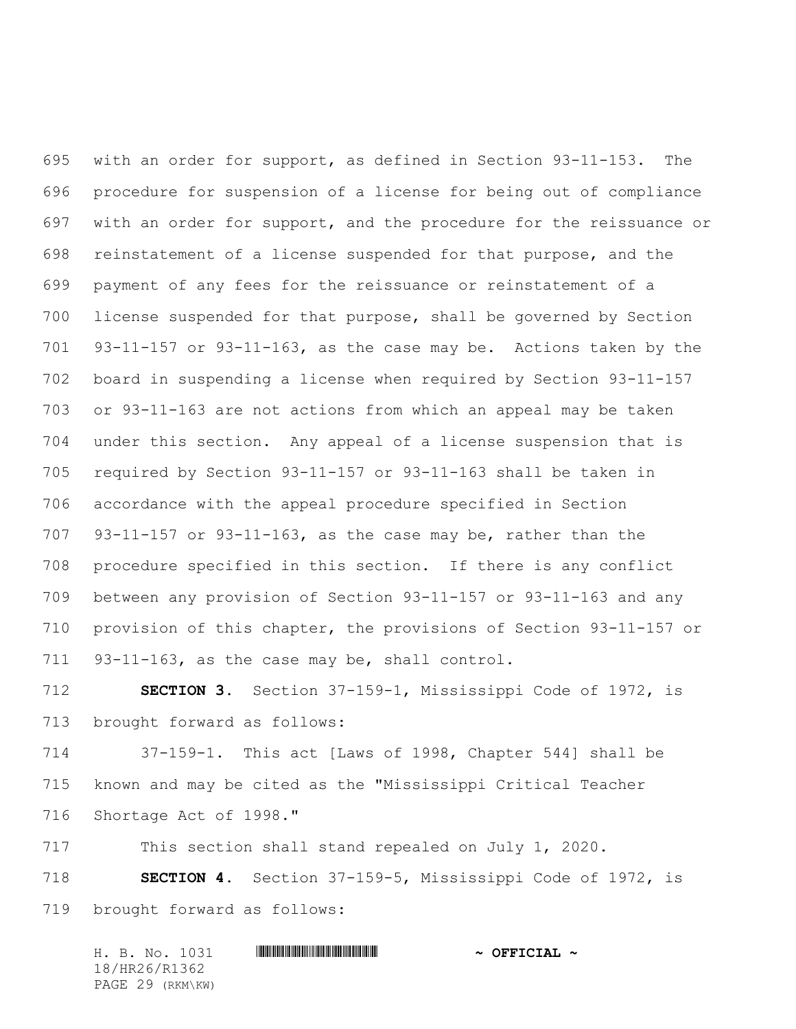with an order for support, as defined in Section 93-11-153. The procedure for suspension of a license for being out of compliance with an order for support, and the procedure for the reissuance or reinstatement of a license suspended for that purpose, and the payment of any fees for the reissuance or reinstatement of a license suspended for that purpose, shall be governed by Section 93-11-157 or 93-11-163, as the case may be. Actions taken by the board in suspending a license when required by Section 93-11-157 or 93-11-163 are not actions from which an appeal may be taken under this section. Any appeal of a license suspension that is required by Section 93-11-157 or 93-11-163 shall be taken in accordance with the appeal procedure specified in Section 93-11-157 or 93-11-163, as the case may be, rather than the procedure specified in this section. If there is any conflict between any provision of Section 93-11-157 or 93-11-163 and any provision of this chapter, the provisions of Section 93-11-157 or 93-11-163, as the case may be, shall control.

**SECTION 3.** Section 37-159-1, Mississippi Code of 1972, is brought forward as follows:

37-159-1. This act [Laws of 1998, Chapter 544] shall be known and may be cited as the "Mississippi Critical Teacher Shortage Act of 1998."

This section shall stand repealed on July 1, 2020.

**SECTION 4.** Section 37-159-5, Mississippi Code of 1972, is brought forward as follows: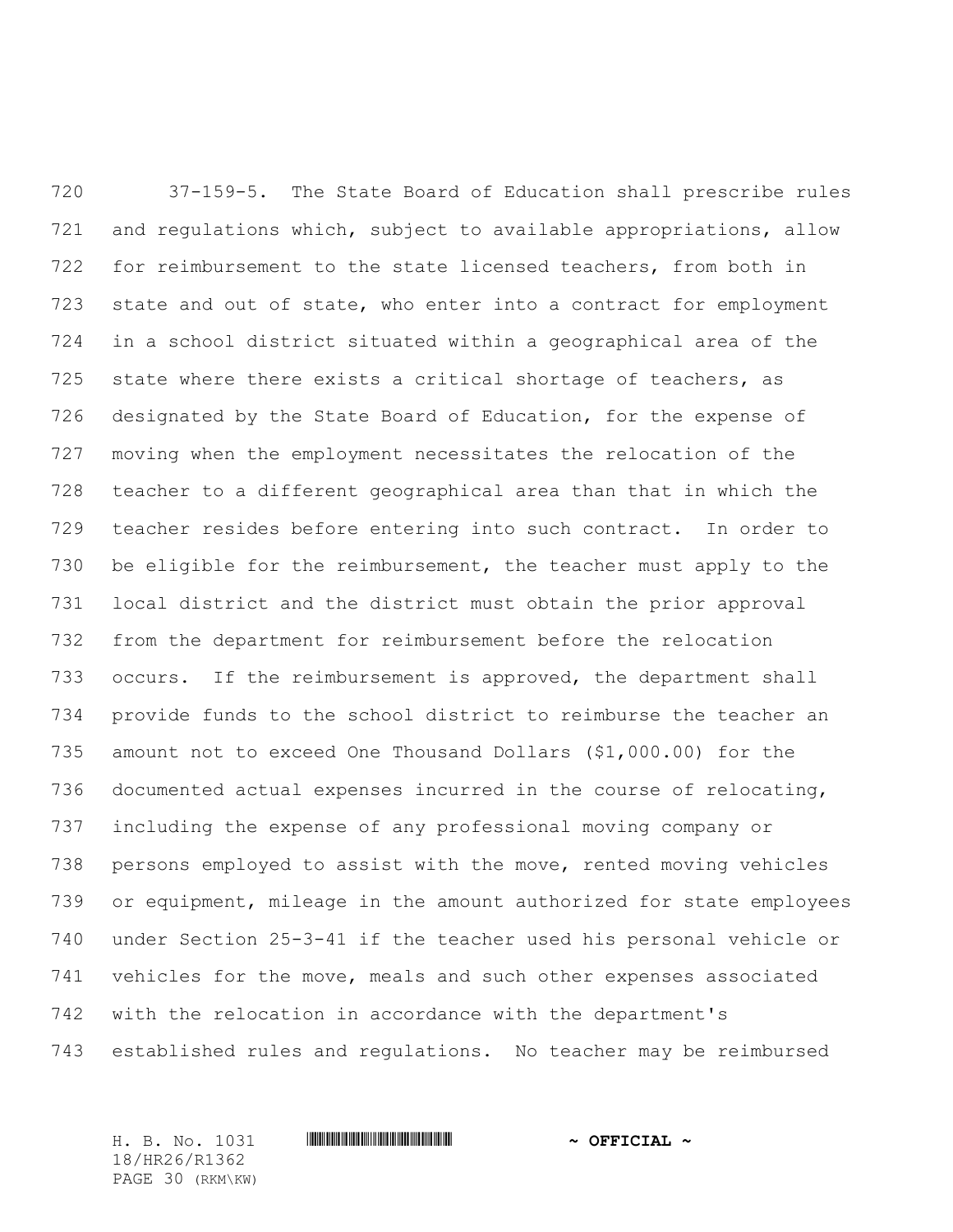37-159-5. The State Board of Education shall prescribe rules and regulations which, subject to available appropriations, allow for reimbursement to the state licensed teachers, from both in state and out of state, who enter into a contract for employment in a school district situated within a geographical area of the state where there exists a critical shortage of teachers, as designated by the State Board of Education, for the expense of moving when the employment necessitates the relocation of the teacher to a different geographical area than that in which the teacher resides before entering into such contract. In order to be eligible for the reimbursement, the teacher must apply to the local district and the district must obtain the prior approval from the department for reimbursement before the relocation occurs. If the reimbursement is approved, the department shall provide funds to the school district to reimburse the teacher an amount not to exceed One Thousand Dollars ($1,000.00) for the documented actual expenses incurred in the course of relocating, including the expense of any professional moving company or persons employed to assist with the move, rented moving vehicles or equipment, mileage in the amount authorized for state employees under Section 25-3-41 if the teacher used his personal vehicle or vehicles for the move, meals and such other expenses associated with the relocation in accordance with the department's established rules and regulations. No teacher may be reimbursed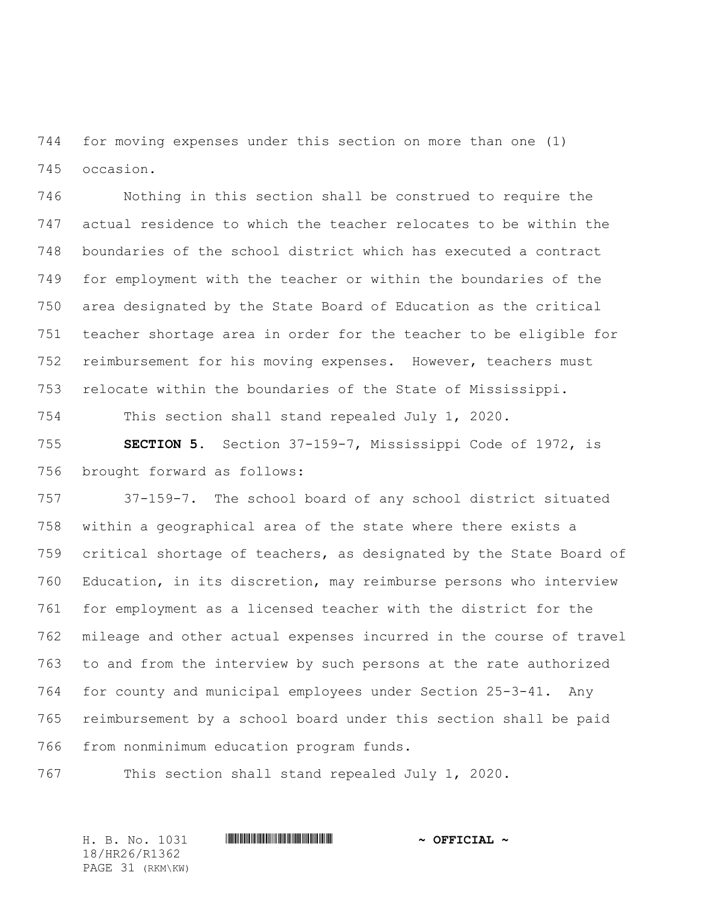for moving expenses under this section on more than one (1) occasion.

Nothing in this section shall be construed to require the actual residence to which the teacher relocates to be within the boundaries of the school district which has executed a contract for employment with the teacher or within the boundaries of the area designated by the State Board of Education as the critical teacher shortage area in order for the teacher to be eligible for reimbursement for his moving expenses. However, teachers must relocate within the boundaries of the State of Mississippi.

This section shall stand repealed July 1, 2020.

**SECTION 5.** Section 37-159-7, Mississippi Code of 1972, is brought forward as follows:

37-159-7. The school board of any school district situated within a geographical area of the state where there exists a critical shortage of teachers, as designated by the State Board of Education, in its discretion, may reimburse persons who interview for employment as a licensed teacher with the district for the mileage and other actual expenses incurred in the course of travel to and from the interview by such persons at the rate authorized for county and municipal employees under Section 25-3-41. Any reimbursement by a school board under this section shall be paid from nonminimum education program funds.

This section shall stand repealed July 1, 2020.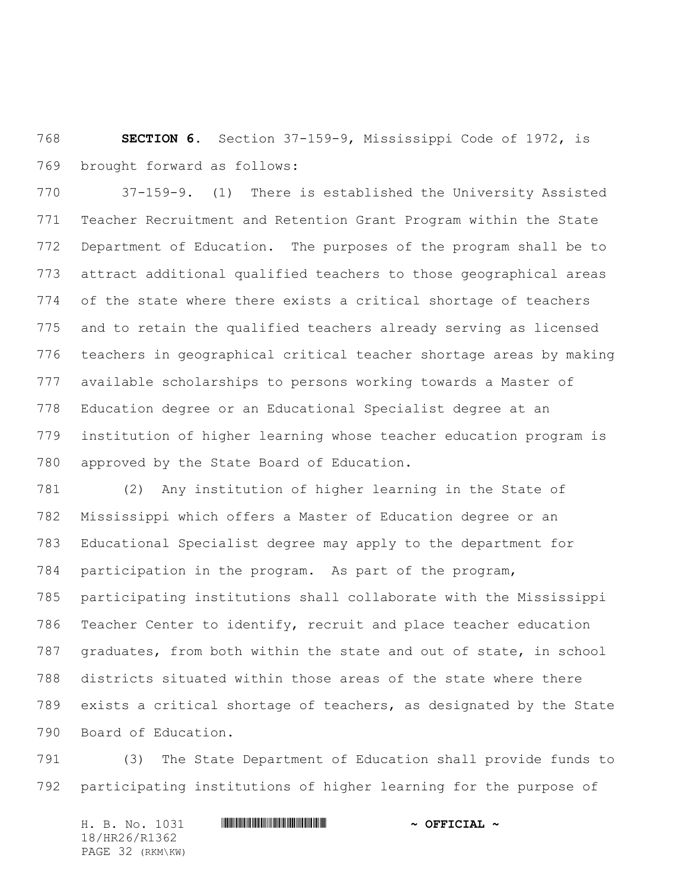**SECTION 6.** Section 37-159-9, Mississippi Code of 1972, is brought forward as follows:

37-159-9. (1) There is established the University Assisted Teacher Recruitment and Retention Grant Program within the State Department of Education. The purposes of the program shall be to attract additional qualified teachers to those geographical areas of the state where there exists a critical shortage of teachers and to retain the qualified teachers already serving as licensed teachers in geographical critical teacher shortage areas by making available scholarships to persons working towards a Master of Education degree or an Educational Specialist degree at an institution of higher learning whose teacher education program is approved by the State Board of Education.

(2) Any institution of higher learning in the State of Mississippi which offers a Master of Education degree or an Educational Specialist degree may apply to the department for participation in the program. As part of the program, participating institutions shall collaborate with the Mississippi Teacher Center to identify, recruit and place teacher education graduates, from both within the state and out of state, in school districts situated within those areas of the state where there exists a critical shortage of teachers, as designated by the State Board of Education.

(3) The State Department of Education shall provide funds to participating institutions of higher learning for the purpose of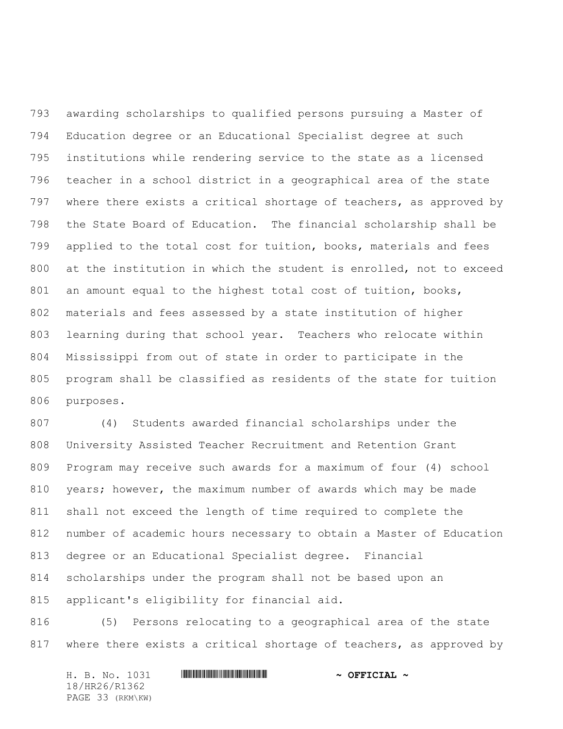awarding scholarships to qualified persons pursuing a Master of Education degree or an Educational Specialist degree at such institutions while rendering service to the state as a licensed teacher in a school district in a geographical area of the state where there exists a critical shortage of teachers, as approved by the State Board of Education. The financial scholarship shall be applied to the total cost for tuition, books, materials and fees at the institution in which the student is enrolled, not to exceed an amount equal to the highest total cost of tuition, books, materials and fees assessed by a state institution of higher learning during that school year. Teachers who relocate within Mississippi from out of state in order to participate in the program shall be classified as residents of the state for tuition purposes.

(4) Students awarded financial scholarships under the University Assisted Teacher Recruitment and Retention Grant Program may receive such awards for a maximum of four (4) school years; however, the maximum number of awards which may be made shall not exceed the length of time required to complete the number of academic hours necessary to obtain a Master of Education degree or an Educational Specialist degree. Financial scholarships under the program shall not be based upon an applicant's eligibility for financial aid.

(5) Persons relocating to a geographical area of the state where there exists a critical shortage of teachers, as approved by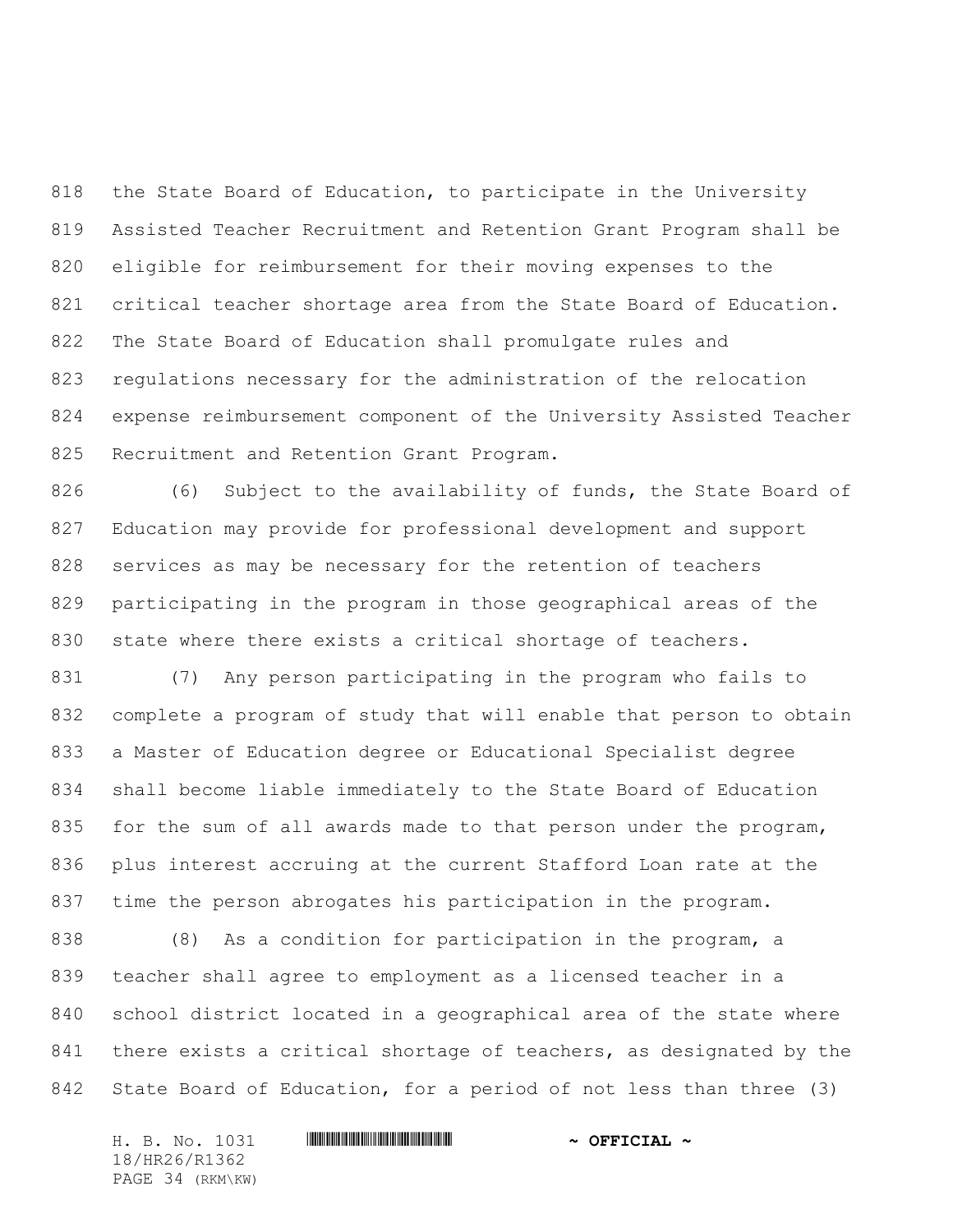the State Board of Education, to participate in the University Assisted Teacher Recruitment and Retention Grant Program shall be eligible for reimbursement for their moving expenses to the critical teacher shortage area from the State Board of Education. The State Board of Education shall promulgate rules and regulations necessary for the administration of the relocation expense reimbursement component of the University Assisted Teacher Recruitment and Retention Grant Program.

(6) Subject to the availability of funds, the State Board of Education may provide for professional development and support services as may be necessary for the retention of teachers participating in the program in those geographical areas of the state where there exists a critical shortage of teachers.

(7) Any person participating in the program who fails to complete a program of study that will enable that person to obtain a Master of Education degree or Educational Specialist degree shall become liable immediately to the State Board of Education for the sum of all awards made to that person under the program, plus interest accruing at the current Stafford Loan rate at the time the person abrogates his participation in the program.

(8) As a condition for participation in the program, a teacher shall agree to employment as a licensed teacher in a school district located in a geographical area of the state where there exists a critical shortage of teachers, as designated by the State Board of Education, for a period of not less than three (3)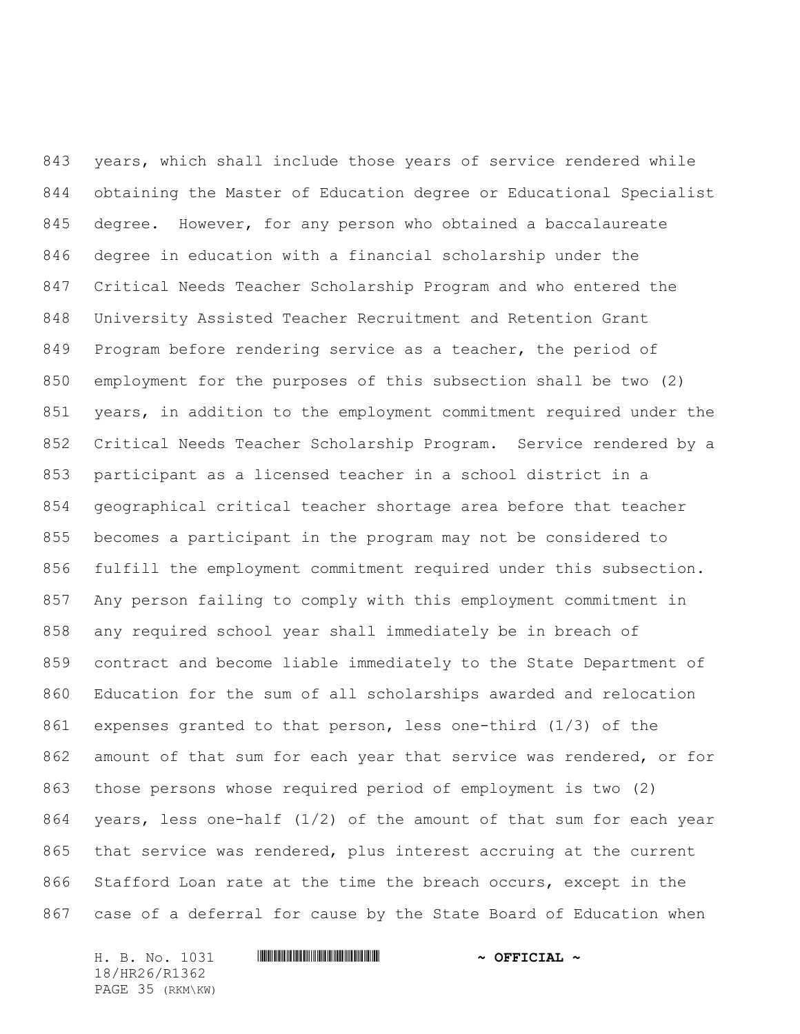years, which shall include those years of service rendered while obtaining the Master of Education degree or Educational Specialist degree. However, for any person who obtained a baccalaureate degree in education with a financial scholarship under the Critical Needs Teacher Scholarship Program and who entered the University Assisted Teacher Recruitment and Retention Grant Program before rendering service as a teacher, the period of employment for the purposes of this subsection shall be two (2) years, in addition to the employment commitment required under the Critical Needs Teacher Scholarship Program. Service rendered by a participant as a licensed teacher in a school district in a geographical critical teacher shortage area before that teacher becomes a participant in the program may not be considered to fulfill the employment commitment required under this subsection. Any person failing to comply with this employment commitment in any required school year shall immediately be in breach of contract and become liable immediately to the State Department of Education for the sum of all scholarships awarded and relocation expenses granted to that person, less one-third (1/3) of the amount of that sum for each year that service was rendered, or for those persons whose required period of employment is two (2) years, less one-half (1/2) of the amount of that sum for each year that service was rendered, plus interest accruing at the current Stafford Loan rate at the time the breach occurs, except in the case of a deferral for cause by the State Board of Education when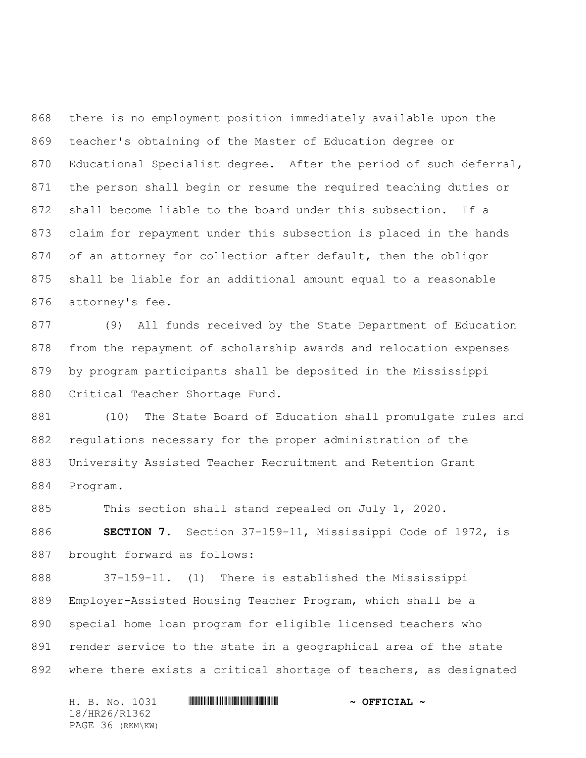there is no employment position immediately available upon the teacher's obtaining of the Master of Education degree or Educational Specialist degree. After the period of such deferral, the person shall begin or resume the required teaching duties or shall become liable to the board under this subsection. If a claim for repayment under this subsection is placed in the hands of an attorney for collection after default, then the obligor shall be liable for an additional amount equal to a reasonable attorney's fee.

(9) All funds received by the State Department of Education from the repayment of scholarship awards and relocation expenses by program participants shall be deposited in the Mississippi Critical Teacher Shortage Fund.

(10) The State Board of Education shall promulgate rules and regulations necessary for the proper administration of the University Assisted Teacher Recruitment and Retention Grant Program.

This section shall stand repealed on July 1, 2020.

**SECTION 7.** Section 37-159-11, Mississippi Code of 1972, is brought forward as follows:

37-159-11. (1) There is established the Mississippi Employer-Assisted Housing Teacher Program, which shall be a special home loan program for eligible licensed teachers who render service to the state in a geographical area of the state where there exists a critical shortage of teachers, as designated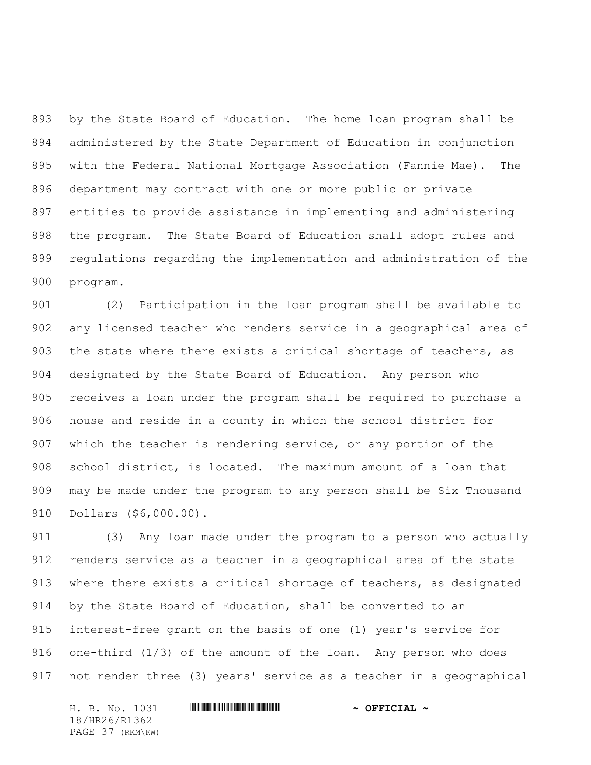by the State Board of Education. The home loan program shall be administered by the State Department of Education in conjunction with the Federal National Mortgage Association (Fannie Mae). The department may contract with one or more public or private entities to provide assistance in implementing and administering the program. The State Board of Education shall adopt rules and regulations regarding the implementation and administration of the program.

(2) Participation in the loan program shall be available to any licensed teacher who renders service in a geographical area of the state where there exists a critical shortage of teachers, as designated by the State Board of Education. Any person who receives a loan under the program shall be required to purchase a house and reside in a county in which the school district for which the teacher is rendering service, or any portion of the school district, is located. The maximum amount of a loan that may be made under the program to any person shall be Six Thousand Dollars ($6,000.00).

(3) Any loan made under the program to a person who actually renders service as a teacher in a geographical area of the state where there exists a critical shortage of teachers, as designated by the State Board of Education, shall be converted to an interest-free grant on the basis of one (1) year's service for one-third (1/3) of the amount of the loan. Any person who does not render three (3) years' service as a teacher in a geographical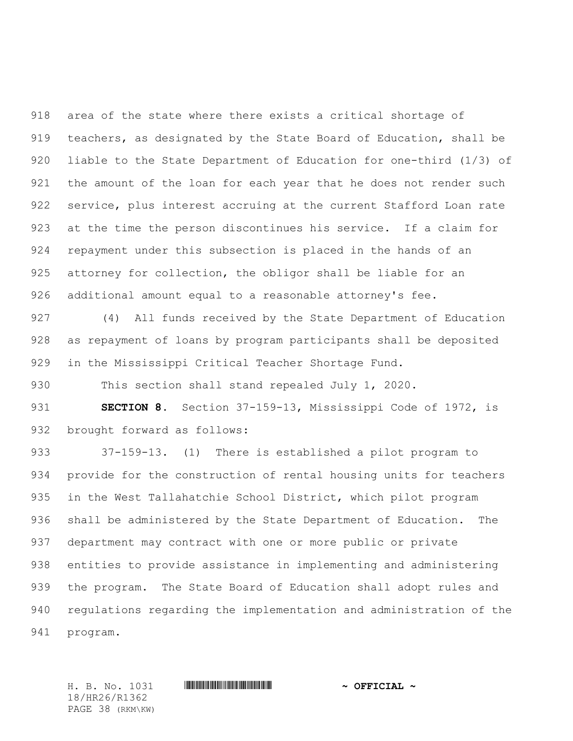area of the state where there exists a critical shortage of teachers, as designated by the State Board of Education, shall be liable to the State Department of Education for one-third (1/3) of the amount of the loan for each year that he does not render such service, plus interest accruing at the current Stafford Loan rate at the time the person discontinues his service. If a claim for repayment under this subsection is placed in the hands of an attorney for collection, the obligor shall be liable for an additional amount equal to a reasonable attorney's fee.

(4) All funds received by the State Department of Education as repayment of loans by program participants shall be deposited in the Mississippi Critical Teacher Shortage Fund.

This section shall stand repealed July 1, 2020.

**SECTION 8.** Section 37-159-13, Mississippi Code of 1972, is brought forward as follows:

37-159-13. (1) There is established a pilot program to provide for the construction of rental housing units for teachers in the West Tallahatchie School District, which pilot program shall be administered by the State Department of Education. The department may contract with one or more public or private entities to provide assistance in implementing and administering the program. The State Board of Education shall adopt rules and regulations regarding the implementation and administration of the program.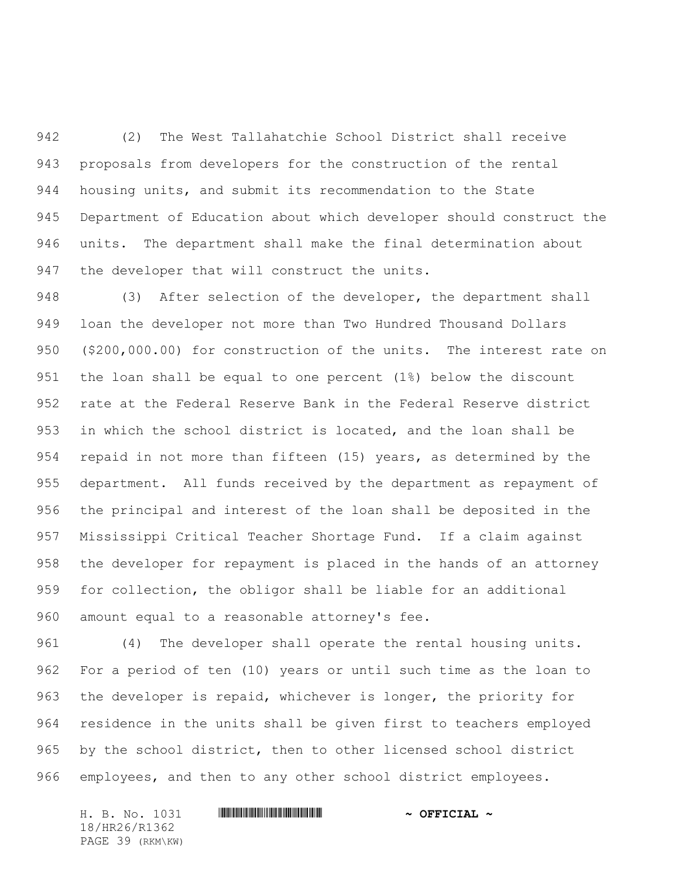(2) The West Tallahatchie School District shall receive proposals from developers for the construction of the rental housing units, and submit its recommendation to the State Department of Education about which developer should construct the units. The department shall make the final determination about the developer that will construct the units.

(3) After selection of the developer, the department shall loan the developer not more than Two Hundred Thousand Dollars ($200,000.00) for construction of the units. The interest rate on the loan shall be equal to one percent (1%) below the discount rate at the Federal Reserve Bank in the Federal Reserve district in which the school district is located, and the loan shall be repaid in not more than fifteen (15) years, as determined by the department. All funds received by the department as repayment of the principal and interest of the loan shall be deposited in the Mississippi Critical Teacher Shortage Fund. If a claim against the developer for repayment is placed in the hands of an attorney for collection, the obligor shall be liable for an additional amount equal to a reasonable attorney's fee.

(4) The developer shall operate the rental housing units. For a period of ten (10) years or until such time as the loan to the developer is repaid, whichever is longer, the priority for residence in the units shall be given first to teachers employed by the school district, then to other licensed school district employees, and then to any other school district employees.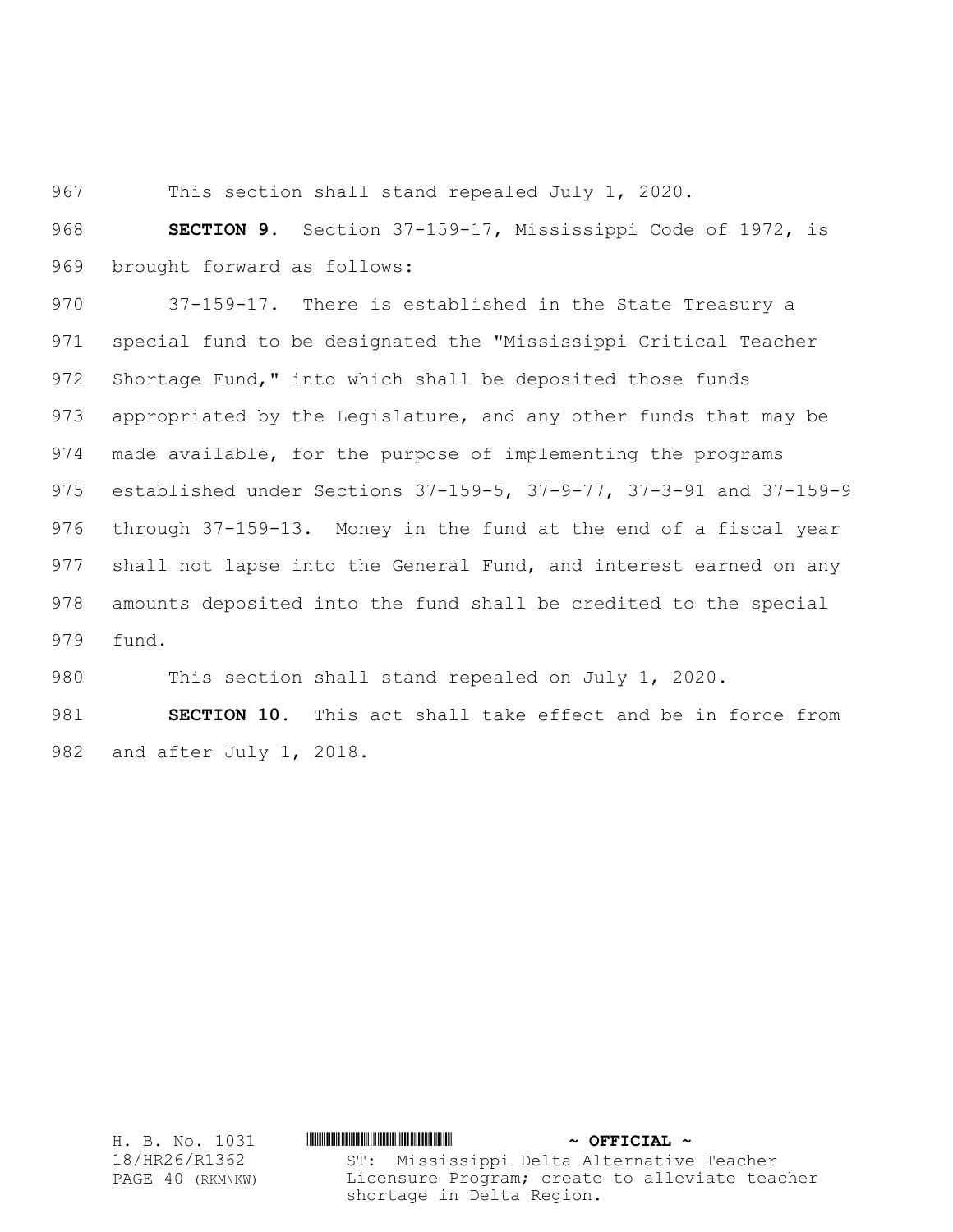This section shall stand repealed July 1, 2020.

**SECTION 9.** Section 37-159-17, Mississippi Code of 1972, is brought forward as follows:

37-159-17. There is established in the State Treasury a special fund to be designated the "Mississippi Critical Teacher Shortage Fund," into which shall be deposited those funds appropriated by the Legislature, and any other funds that may be made available, for the purpose of implementing the programs established under Sections 37-159-5, 37-9-77, 37-3-91 and 37-159-9 through 37-159-13. Money in the fund at the end of a fiscal year shall not lapse into the General Fund, and interest earned on any amounts deposited into the fund shall be credited to the special fund.

This section shall stand repealed on July 1, 2020.

**SECTION 10.** This act shall take effect and be in force from and after July 1, 2018.